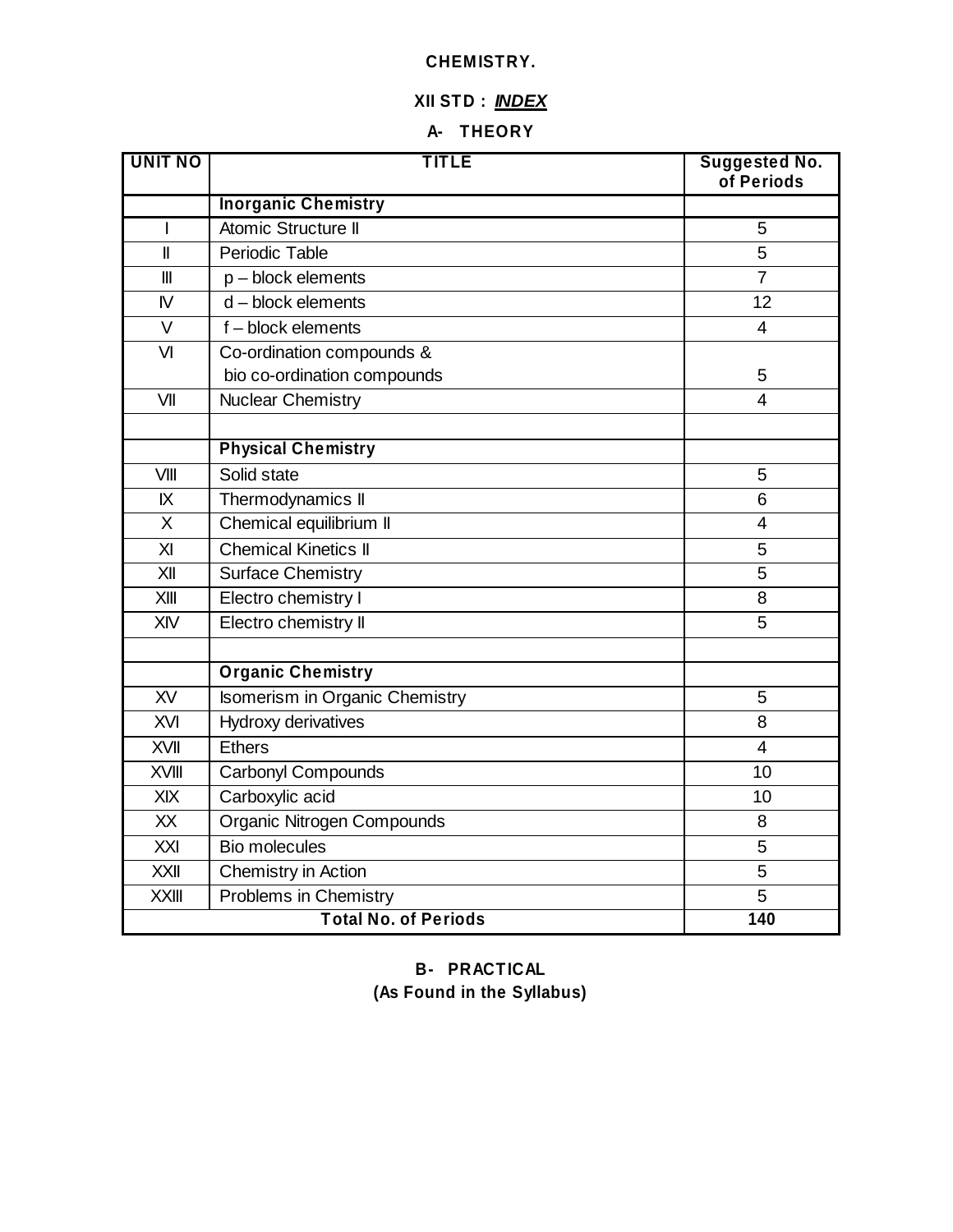# CHEMISTRY.

## XII STD : ***INDEX***

### A- THEORY

| UNIT NO | TITLE | Suggested No. of Periods |
|---|---|---|
| | **Inorganic Chemistry** | |
| I | Atomic Structure II | 5 |
| II | Periodic Table | 5 |
| III | p – block elements | 7 |
| IV | d – block elements | 12 |
| V | f – block elements | 4 |
| VI | Co-ordination compounds & bio co-ordination compounds | 5 |
| VII | Nuclear Chemistry | 4 |
| | | |
| | **Physical Chemistry** | |
| VIII | Solid state | 5 |
| IX | Thermodynamics II | 6 |
| X | Chemical equilibrium II | 4 |
| XI | Chemical Kinetics II | 5 |
| XII | Surface Chemistry | 5 |
| XIII | Electro chemistry I | 8 |
| XIV | Electro chemistry II | 5 |
| | | |
| | **Organic Chemistry** | |
| XV | Isomerism in Organic Chemistry | 5 |
| XVI | Hydroxy derivatives | 8 |
| XVII | Ethers | 4 |
| XVIII | Carbonyl Compounds | 10 |
| XIX | Carboxylic acid | 10 |
| XX | Organic Nitrogen Compounds | 8 |
| XXI | Bio molecules | 5 |
| XXII | Chemistry in Action | 5 |
| XXIII | Problems in Chemistry | 5 |
| **Total No. of Periods** | | **140** |

### B- PRACTICAL

**(As Found in the Syllabus)**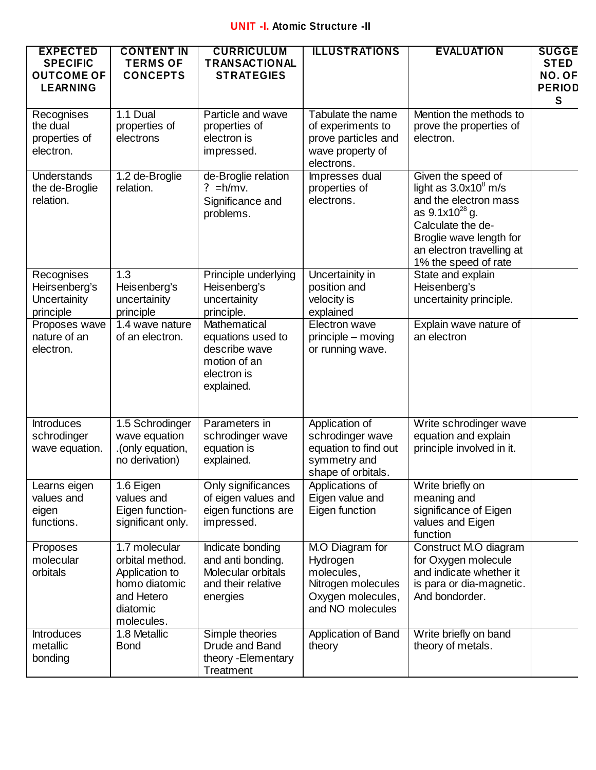## UNIT -I. Atomic Structure -II

| EXPECTED SPECIFIC OUTCOME OF LEARNING | CONTENT IN TERMS OF CONCEPTS | CURRICULUM TRANSACTIONAL STRATEGIES | ILLUSTRATIONS | EVALUATION | SUGGESTED NO. OF PERIODS |
|---|---|---|---|---|---|
| Recognises the dual properties of electron. | 1.1 Dual properties of electrons | Particle and wave properties of electron is impressed. | Tabulate the name of experiments to prove particles and wave property of electrons. | Mention the methods to prove the properties of electron. | |
| Understands the de-Broglie relation. | 1.2 de-Broglie relation. | de-Broglie relation ? =h/mv. Significance and problems. | Impresses dual properties of electrons. | Given the speed of light as $3.0x10^{8}$ m/s and the electron mass as $9.1x10^{28}$ g. Calculate the de-Broglie wave length for an electron travelling at 1% the speed of rate | |
| Recognises Heirsenberg's Uncertainity principle | 1.3 Heisenberg's uncertainity principle | Principle underlying Heisenberg's uncertainity principle. | Uncertainity in position and velocity is explained | State and explain Heisenberg's uncertainity principle. | |
| Proposes wave nature of an electron. | 1.4 wave nature of an electron. | Mathematical equations used to describe wave motion of an electron is explained. | Electron wave principle – moving or running wave. | Explain wave nature of an electron | |
| Introduces schrodinger wave equation. | 1.5 Schrodinger wave equation .(only equation, no derivation) | Parameters in schrodinger wave equation is explained. | Application of schrodinger wave equation to find out symmetry and shape of orbitals. | Write schrodinger wave equation and explain principle involved in it. | |
| Learns eigen values and eigen functions. | 1.6 Eigen values and Eigen function-significant only. | Only significances of eigen values and eigen functions are impressed. | Applications of Eigen value and Eigen function | Write briefly on meaning and significance of Eigen values and Eigen function | |
| Proposes molecular orbitals | 1.7 molecular orbital method. Application to homo diatomic and Hetero diatomic molecules. | Indicate bonding and anti bonding. Molecular orbitals and their relative energies | M.O Diagram for Hydrogen molecules, Nitrogen molecules Oxygen molecules, and NO molecules | Construct M.O diagram for Oxygen molecule and indicate whether it is para or dia-magnetic. And bondorder. | |
| Introduces metallic bonding | 1.8 Metallic Bond | Simple theories Drude and Band theory -Elementary Treatment | Application of Band theory | Write briefly on band theory of metals. | |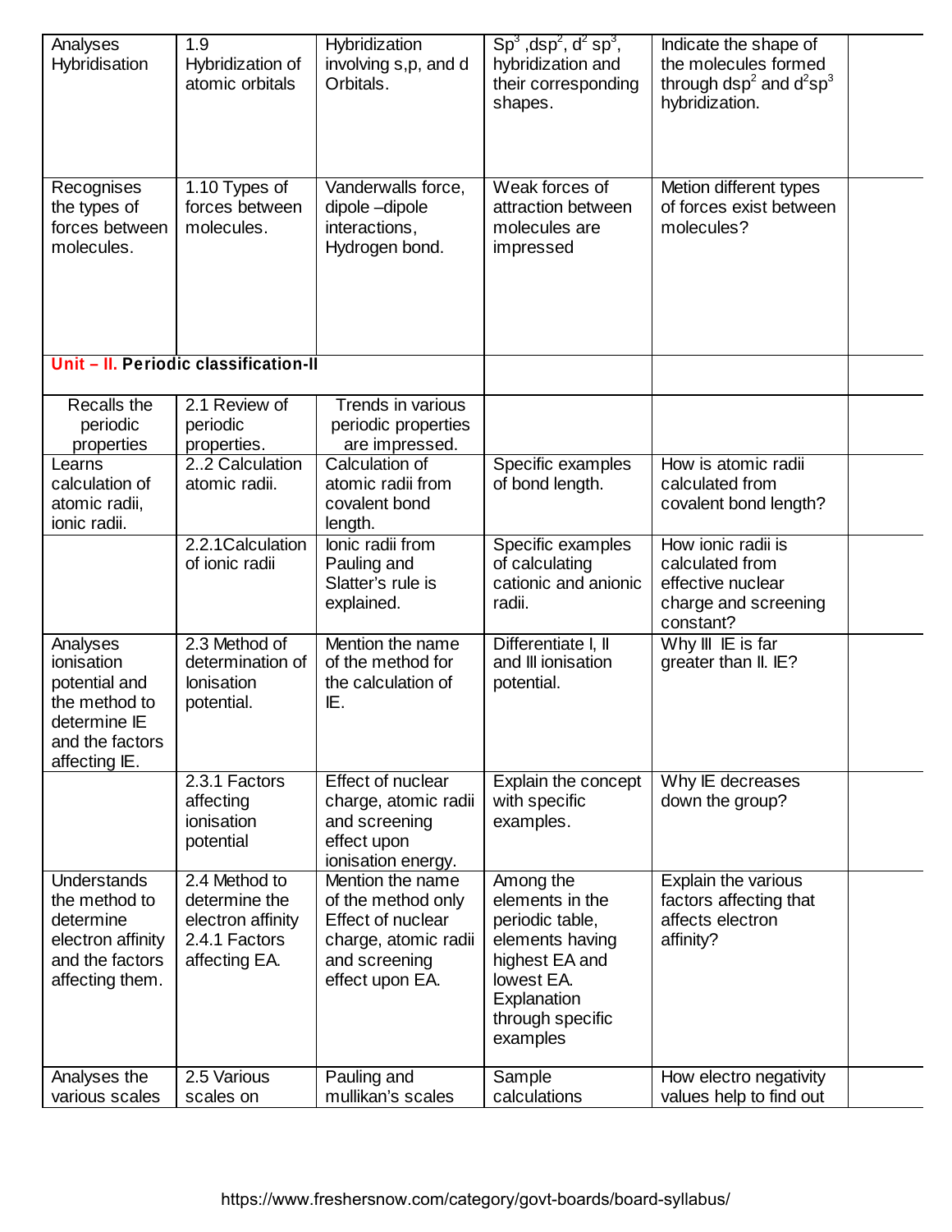| Analyses Hybridisation | 1.9 Hybridization of atomic orbitals | Hybridization involving s,p, and d Orbitals. | $Sp^3$ ,$dsp^2$, $d^2 sp^3$, hybridization and their corresponding shapes. | Indicate the shape of the molecules formed through $dsp^2$ and $d^2sp^3$ hybridization. | |
|---|---|---|---|---|---|
| Recognises the types of forces between molecules. | 1.10 Types of forces between molecules. | Vanderwalls force, dipole –dipole interactions, Hydrogen bond. | Weak forces of attraction between molecules are impressed | Metion different types of forces exist between molecules? | |
| **Unit – II. Periodic classification-II** | | | | | |
| Recalls the periodic properties | 2.1 Review of periodic properties. | Trends in various periodic properties are impressed. | | | |
| Learns calculation of atomic radii, ionic radii. | 2..2 Calculation atomic radii. | Calculation of atomic radii from covalent bond length. | Specific examples of bond length. | How is atomic radii calculated from covalent bond length? | |
| | 2.2.1Calculation of ionic radii | Ionic radii from Pauling and Slatter's rule is explained. | Specific examples of calculating cationic and anionic radii. | How ionic radii is calculated from effective nuclear charge and screening constant? | |
| Analyses ionisation potential and the method to determine IE and the factors affecting IE. | 2.3 Method of determination of Ionisation potential. | Mention the name of the method for the calculation of IE. | Differentiate I, II and III ionisation potential. | Why III IE is far greater than II. IE? | |
| | 2.3.1 Factors affecting ionisation potential | Effect of nuclear charge, atomic radii and screening effect upon ionisation energy. | Explain the concept with specific examples. | Why IE decreases down the group? | |
| Understands the method to determine electron affinity and the factors affecting them. | 2.4 Method to determine the electron affinity 2.4.1 Factors affecting EA. | Mention the name of the method only Effect of nuclear charge, atomic radii and screening effect upon EA. | Among the elements in the periodic table, elements having highest EA and lowest EA. Explanation through specific examples | Explain the various factors affecting that affects electron affinity? | |
| Analyses the various scales | 2.5 Various scales on | Pauling and mullikan's scales | Sample calculations | How electro negativity values help to find out | |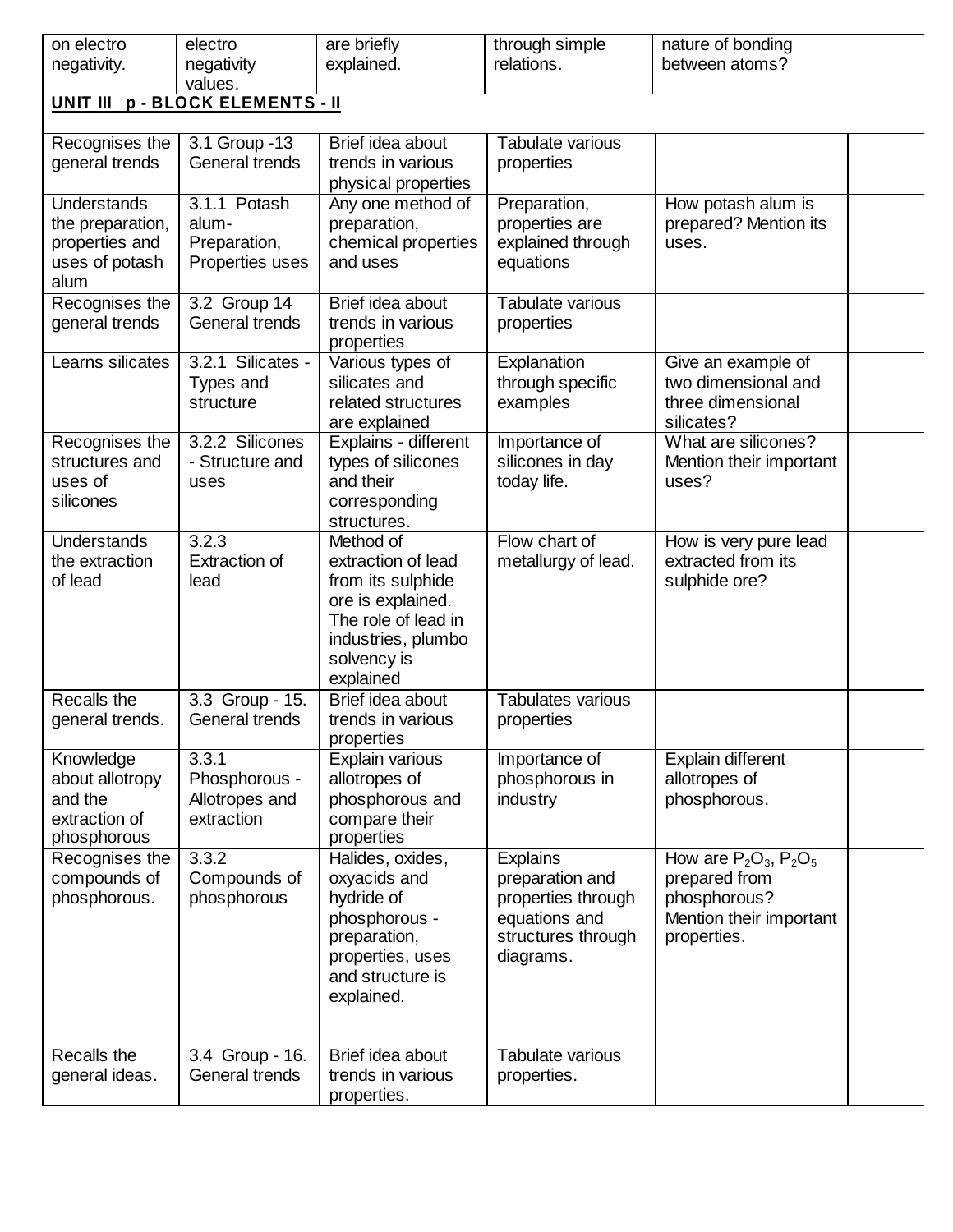| | | | | | |
|---|---|---|---|---|---|
| on electro negativity. | electro negativity values. | are briefly explained. | through simple relations. | nature of bonding between atoms? | |
| **UNIT III p - BLOCK ELEMENTS - II** | | | | | |
| Recognises the general trends | 3.1 Group -13 General trends | Brief idea about trends in various physical properties | Tabulate various properties | | |
| Understands the preparation, properties and uses of potash alum | 3.1.1 Potash alum- Preparation, Properties uses | Any one method of preparation, chemical properties and uses | Preparation, properties are explained through equations | How potash alum is prepared? Mention its uses. | |
| Recognises the general trends | 3.2 Group 14 General trends | Brief idea about trends in various properties | Tabulate various properties | | |
| Learns silicates | 3.2.1 Silicates - Types and structure | Various types of silicates and related structures are explained | Explanation through specific examples | Give an example of two dimensional and three dimensional silicates? | |
| Recognises the structures and uses of silicones | 3.2.2 Silicones - Structure and uses | Explains - different types of silicones and their corresponding structures. | Importance of silicones in day today life. | What are silicones? Mention their important uses? | |
| Understands the extraction of lead | 3.2.3 Extraction of lead | Method of extraction of lead from its sulphide ore is explained. The role of lead in industries, plumbo solvency is explained | Flow chart of metallurgy of lead. | How is very pure lead extracted from its sulphide ore? | |
| Recalls the general trends. | 3.3 Group - 15. General trends | Brief idea about trends in various properties | Tabulates various properties | | |
| Knowledge about allotropy and the extraction of phosphorous | 3.3.1 Phosphorous - Allotropes and extraction | Explain various allotropes of phosphorous and compare their properties | Importance of phosphorous in industry | Explain different allotropes of phosphorous. | |
| Recognises the compounds of phosphorous. | 3.3.2 Compounds of phosphorous | Halides, oxides, oxyacids and hydride of phosphorous - preparation, properties, uses and structure is explained. | Explains preparation and properties through equations and structures through diagrams. | How are $P_2O_3$, $P_2O_5$ prepared from phosphorous? Mention their important properties. | |
| Recalls the general ideas. | 3.4 Group - 16. General trends | Brief idea about trends in various properties. | Tabulate various properties. | | |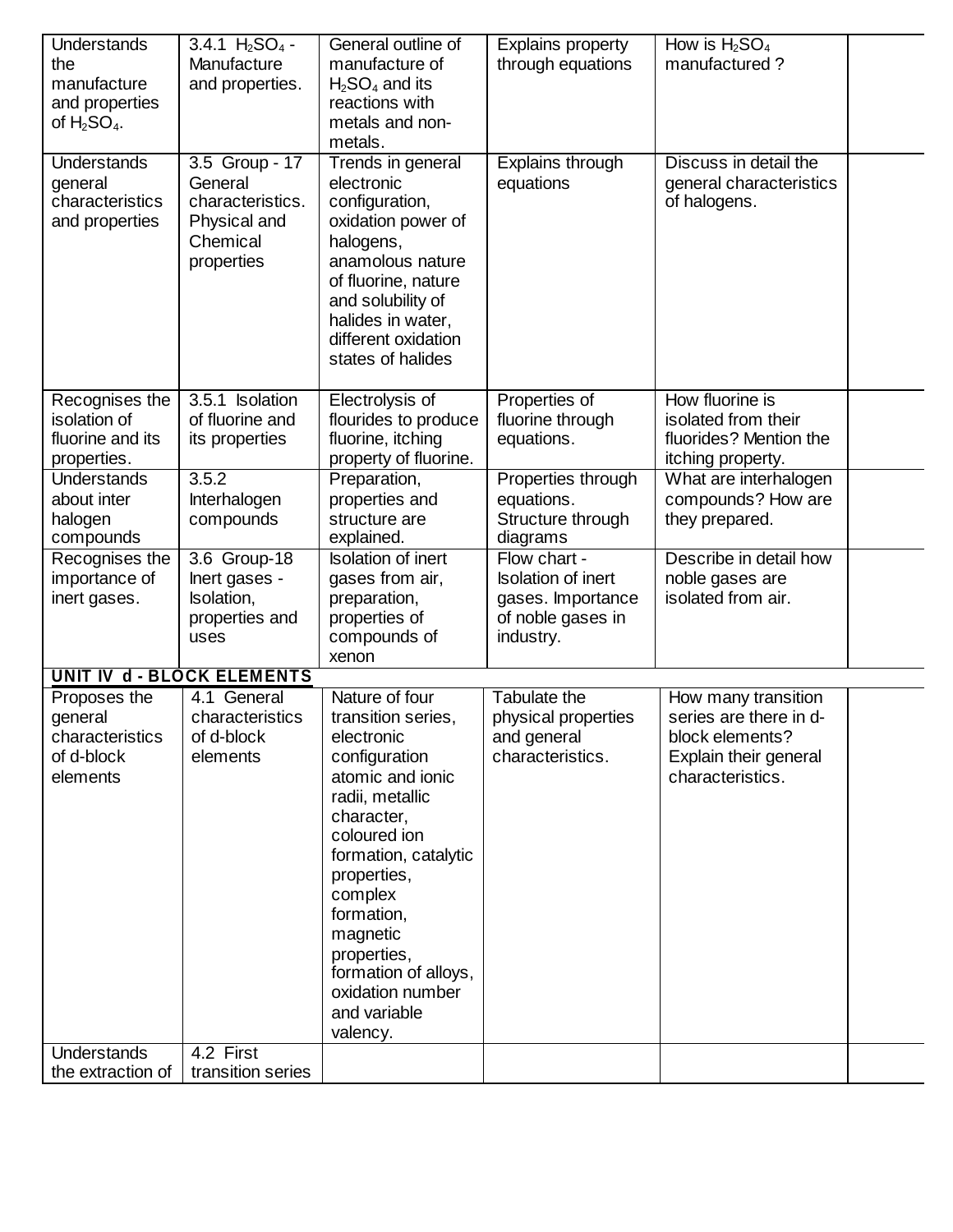| | | | | | |
|---|---|---|---|---|---|
| Understands the manufacture and properties of $H_2SO_4$. | 3.4.1 $H_2SO_4$ - Manufacture and properties. | General outline of manufacture of $H_2SO_4$ and its reactions with metals and non-metals. | Explains property through equations | How is $H_2SO_4$ manufactured ? | |
| Understands general characteristics and properties | 3.5 Group - 17 General characteristics. Physical and Chemical properties | Trends in general electronic configuration, oxidation power of halogens, anamolous nature of fluorine, nature and solubility of halides in water, different oxidation states of halides | Explains through equations | Discuss in detail the general characteristics of halogens. | |
| Recognises the isolation of fluorine and its properties. | 3.5.1 Isolation of fluorine and its properties | Electrolysis of flourides to produce fluorine, itching property of fluorine. | Properties of fluorine through equations. | How fluorine is isolated from their fluorides? Mention the itching property. | |
| Understands about inter halogen compounds | 3.5.2 Interhalogen compounds | Preparation, properties and structure are explained. | Properties through equations. Structure through diagrams | What are interhalogen compounds? How are they prepared. | |
| Recognises the importance of inert gases. | 3.6 Group-18 Inert gases - Isolation, properties and uses | Isolation of inert gases from air, preparation, properties of compounds of xenon | Flow chart - Isolation of inert gases. Importance of noble gases in industry. | Describe in detail how noble gases are isolated from air. | |
| **UNIT IV d - BLOCK ELEMENTS** | | | | | |
| Proposes the general characteristics of d-block elements | 4.1 General characteristics of d-block elements | Nature of four transition series, electronic configuration atomic and ionic radii, metallic character, coloured ion formation, catalytic properties, complex formation, magnetic properties, formation of alloys, oxidation number and variable valency. | Tabulate the physical properties and general characteristics. | How many transition series are there in d-block elements? Explain their general characteristics. | |
| Understands the extraction of | 4.2 First transition series | | | | |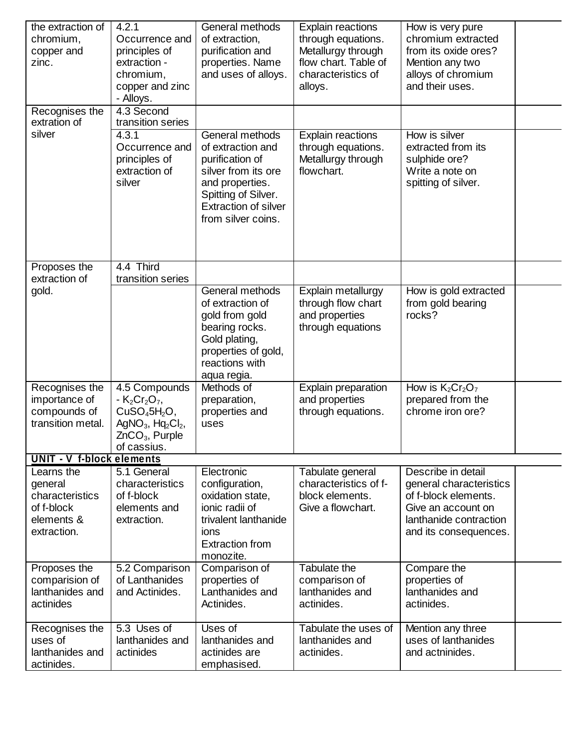| | | | | | |
|---|---|---|---|---|---|
| the extraction of chromium, copper and zinc. | 4.2.1 Occurrence and principles of extraction - chromium, copper and zinc - Alloys. | General methods of extraction, purification and properties. Name and uses of alloys. | Explain reactions through equations. Metallurgy through flow chart. Table of characteristics of alloys. | How is very pure chromium extracted from its oxide ores? Mention any two alloys of chromium and their uses. | |
| Recognises the extration of silver | 4.3 Second transition series | | | | |
| | 4.3.1 Occurrence and principles of extraction of silver | General methods of extraction and purification of silver from its ore and properties. Spitting of Silver. Extraction of silver from silver coins. | Explain reactions through equations. Metallurgy through flowchart. | How is silver extracted from its sulphide ore? Write a note on spitting of silver. | |
| Proposes the extraction of gold. | 4.4 Third transition series | | | | |
| | | General methods of extraction of gold from gold bearing rocks. Gold plating, properties of gold, reactions with aqua regia. | Explain metallurgy through flow chart and properties through equations | How is gold extracted from gold bearing rocks? | |
| Recognises the importance of compounds of transition metal. | 4.5 Compounds - $K_2Cr_2O_7$, $CuSO_4 5H_2O$, $AgNO_3$, $Hq_2Cl_2$, $ZnCO_3$, Purple of cassius. | Methods of preparation, properties and uses | Explain preparation and properties through equations. | How is $K_2Cr_2O_7$ prepared from the chrome iron ore? | |
| **UNIT - V f-block elements** | | | | | |
| Learns the general characteristics of f-block elements & extraction. | 5.1 General characteristics of f-block elements and extraction. | Electronic configuration, oxidation state, ionic radii of trivalent lanthanide ions Extraction from monozite. | Tabulate general characteristics of f-block elements. Give a flowchart. | Describe in detail general characteristics of f-block elements. Give an account on lanthanide contraction and its consequences. | |
| Proposes the comparision of lanthanides and actinides | 5.2 Comparison of Lanthanides and Actinides. | Comparison of properties of Lanthanides and Actinides. | Tabulate the comparison of lanthanides and actinides. | Compare the properties of lanthanides and actinides. | |
| Recognises the uses of lanthanides and actinides. | 5.3 Uses of lanthanides and actinides | Uses of lanthanides and actinides are emphasised. | Tabulate the uses of lanthanides and actinides. | Mention any three uses of lanthanides and actninides. | |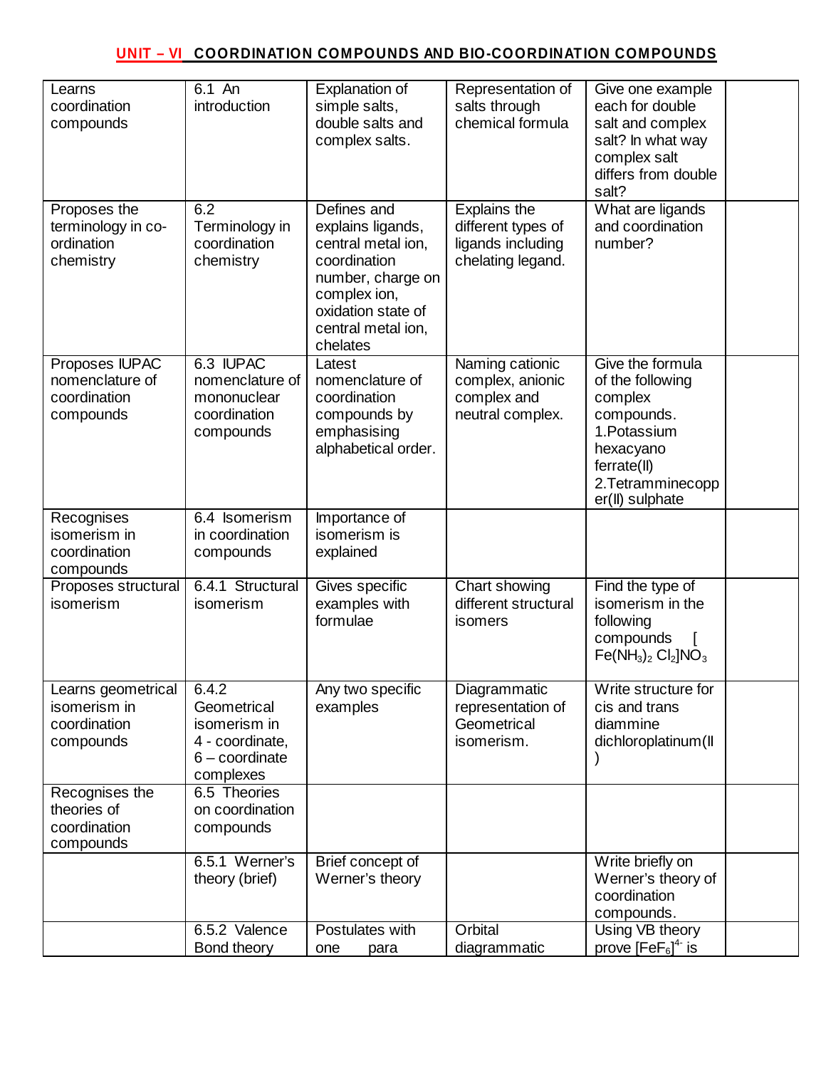## UNIT – VI  COORDINATION COMPOUNDS AND BIO-COORDINATION COMPOUNDS

| | | | | | |
|---|---|---|---|---|---|
| Learns coordination compounds | 6.1 An introduction | Explanation of simple salts, double salts and complex salts. | Representation of salts through chemical formula | Give one example each for double salt and complex salt? In what way complex salt differs from double salt? | |
| Proposes the terminology in co-ordination chemistry | 6.2 Terminology in coordination chemistry | Defines and explains ligands, central metal ion, coordination number, charge on complex ion, oxidation state of central metal ion, chelates | Explains the different types of ligands including chelating legand. | What are ligands and coordination number? | |
| Proposes IUPAC nomenclature of coordination compounds | 6.3 IUPAC nomenclature of mononuclear coordination compounds | Latest nomenclature of coordination compounds by emphasising alphabetical order. | Naming cationic complex, anionic complex and neutral complex. | Give the formula of the following complex compounds. 1.Potassium hexacyano ferrate(II) 2.Tetramminecopper(II) sulphate | |
| Recognises isomerism in coordination compounds | 6.4 Isomerism in coordination compounds | Importance of isomerism is explained | | | |
| Proposes structural isomerism | 6.4.1 Structural isomerism | Gives specific examples with formulae | Chart showing different structural isomers | Find the type of isomerism in the following compounds [ $Fe(NH_3)_2 Cl_2]NO_3$ | |
| Learns geometrical isomerism in coordination compounds | 6.4.2 Geometrical isomerism in 4 - coordinate, 6 – coordinate complexes | Any two specific examples | Diagrammatic representation of Geometrical isomerism. | Write structure for cis and trans diammine dichloroplatinum(II) | |
| Recognises the theories of coordination compounds | 6.5 Theories on coordination compounds | | | | |
| | 6.5.1 Werner's theory (brief) | Brief concept of Werner's theory | | Write briefly on Werner's theory of coordination compounds. | |
| | 6.5.2 Valence Bond theory | Postulates with one para | Orbital diagrammatic | Using VB theory prove $[FeF_6]^{4-}$ is | |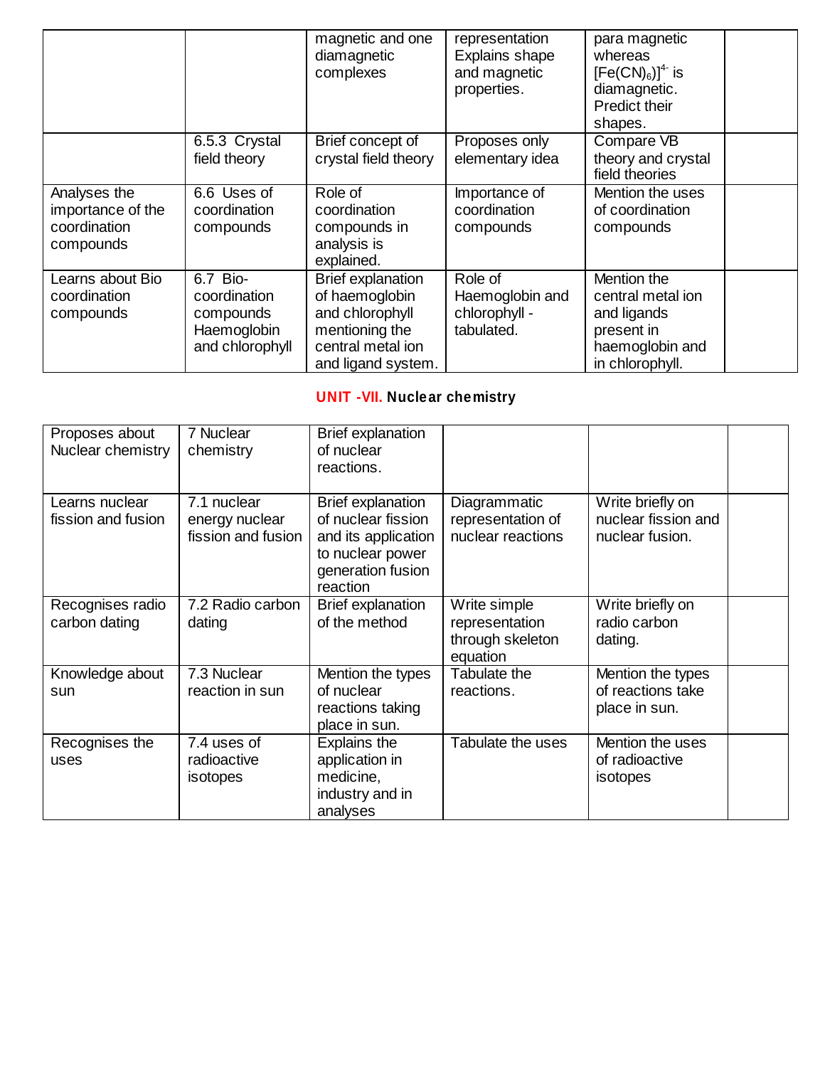|  |  |  |  |  |  |
|---|---|---|---|---|---|
|  |  | magnetic and one diamagnetic complexes | representation Explains shape and magnetic properties. | para magnetic whereas $[Fe(CN)_6)]^{4-}$ is diamagnetic. Predict their shapes. |  |
|  | 6.5.3 Crystal field theory | Brief concept of crystal field theory | Proposes only elementary idea | Compare VB theory and crystal field theories |  |
| Analyses the importance of the coordination compounds | 6.6 Uses of coordination compounds | Role of coordination compounds in analysis is explained. | Importance of coordination compounds | Mention the uses of coordination compounds |  |
| Learns about Bio coordination compounds | 6.7 Bio-coordination compounds Haemoglobin and chlorophyll | Brief explanation of haemoglobin and chlorophyll mentioning the central metal ion and ligand system. | Role of Haemoglobin and chlorophyll - tabulated. | Mention the central metal ion and ligands present in haemoglobin and in chlorophyll. |  |

## UNIT -VII. Nuclear chemistry

|  |  |  |  |  |  |
|---|---|---|---|---|---|
| Proposes about Nuclear chemistry | 7 Nuclear chemistry | Brief explanation of nuclear reactions. |  |  |  |
| Learns nuclear fission and fusion | 7.1 nuclear energy nuclear fission and fusion | Brief explanation of nuclear fission and its application to nuclear power generation fusion reaction | Diagrammatic representation of nuclear reactions | Write briefly on nuclear fission and nuclear fusion. |  |
| Recognises radio carbon dating | 7.2 Radio carbon dating | Brief explanation of the method | Write simple representation through skeleton equation | Write briefly on radio carbon dating. |  |
| Knowledge about sun | 7.3 Nuclear reaction in sun | Mention the types of nuclear reactions taking place in sun. | Tabulate the reactions. | Mention the types of reactions take place in sun. |  |
| Recognises the uses | 7.4 uses of radioactive isotopes | Explains the application in medicine, industry and in analyses | Tabulate the uses | Mention the uses of radioactive isotopes |  |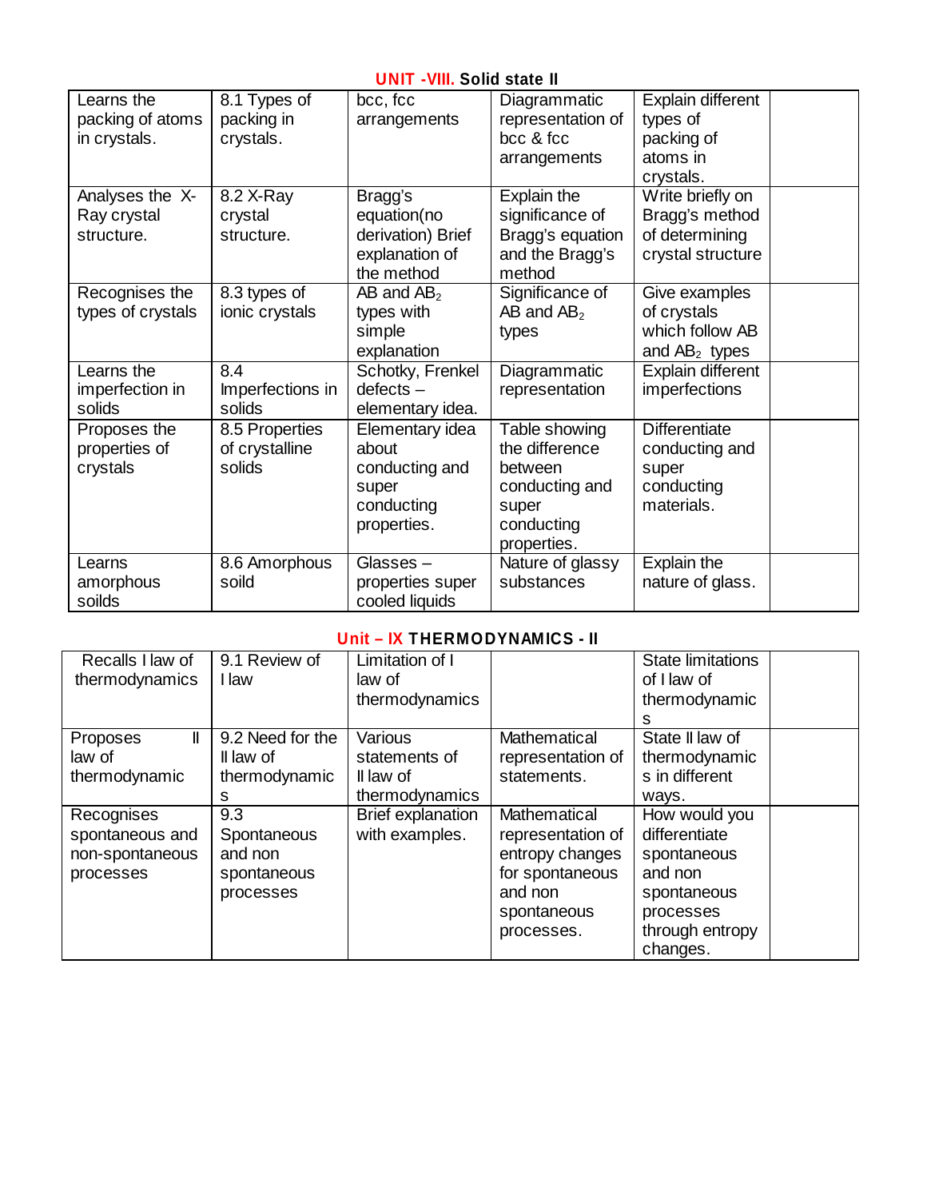## UNIT -VIII. Solid state II

| | | | | | |
|---|---|---|---|---|---|
| Learns the packing of atoms in crystals. | 8.1 Types of packing in crystals. | bcc, fcc arrangements | Diagrammatic representation of bcc & fcc arrangements | Explain different types of packing of atoms in crystals. | |
| Analyses the X-Ray crystal structure. | 8.2 X-Ray crystal structure. | Bragg's equation(no derivation) Brief explanation of the method | Explain the significance of Bragg's equation and the Bragg's method | Write briefly on Bragg's method of determining crystal structure | |
| Recognises the types of crystals | 8.3 types of ionic crystals | AB and $AB_2$ types with simple explanation | Significance of AB and $AB_2$ types | Give examples of crystals which follow AB and $AB_2$ types | |
| Learns the imperfection in solids | 8.4 Imperfections in solids | Schotky, Frenkel defects – elementary idea. | Diagrammatic representation | Explain different imperfections | |
| Proposes the properties of crystals | 8.5 Properties of crystalline solids | Elementary idea about conducting and super conducting properties. | Table showing the difference between conducting and super conducting properties. | Differentiate conducting and super conducting materials. | |
| Learns amorphous soilds | 8.6 Amorphous soild | Glasses – properties super cooled liquids | Nature of glassy substances | Explain the nature of glass. | |

## Unit – IX THERMODYNAMICS - II

| | | | | | |
|---|---|---|---|---|---|
| Recalls I law of thermodynamics | 9.1 Review of I law | Limitation of I law of thermodynamics | | State limitations of I law of thermodynamics | |
| Proposes II law of thermodynamic | 9.2 Need for the II law of thermodynamics | Various statements of II law of thermodynamics | Mathematical representation of statements. | State II law of thermodynamics in different ways. | |
| Recognises spontaneous and non-spontaneous processes | 9.3 Spontaneous and non spontaneous processes | Brief explanation with examples. | Mathematical representation of entropy changes for spontaneous and non spontaneous processes. | How would you differentiate spontaneous and non spontaneous processes through entropy changes. | |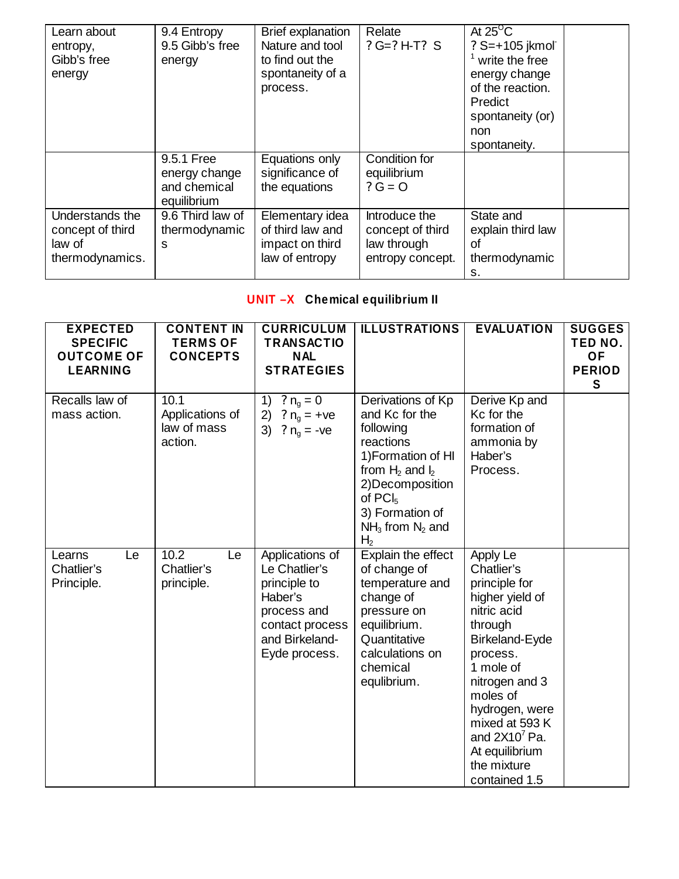| Learn about entropy, Gibb's free energy | 9.4 Entropy 9.5 Gibb's free energy | Brief explanation Nature and tool to find out the spontaneity of a process. | Relate ? G=? H-T? S | At 25$^{O}$C ? S=+105 jkmol$^{-1}$ write the free energy change of the reaction. Predict spontaneity (or) non spontaneity. | |
|---|---|---|---|---|---|
| | 9.5.1 Free energy change and chemical equilibrium | Equations only significance of the equations | Condition for equilibrium ? G = O | | |
| Understands the concept of third law of thermodynamics. | 9.6 Third law of thermodynamics | Elementary idea of third law and impact on third law of entropy | Introduce the concept of third law through entropy concept. | State and explain third law of thermodynamics. | |

## UNIT –X Chemical equilibrium II

| EXPECTED SPECIFIC OUTCOME OF LEARNING | CONTENT IN TERMS OF CONCEPTS | CURRICULUM TRANSACTIONAL STRATEGIES | ILLUSTRATIONS | EVALUATION | SUGGESTED NO. OF PERIODS |
|---|---|---|---|---|---|
| Recalls law of mass action. | 10.1 Applications of law of mass action. | 1) ? $n_g$ = 0 2) ? $n_g$ = +ve 3) ? $n_g$ = -ve | Derivations of Kp and Kc for the following reactions 1)Formation of HI from $H_2$ and $I_2$ 2)Decomposition of $PCl_5$ 3) Formation of $NH_3$ from $N_2$ and $H_2$ | Derive Kp and Kc for the formation of ammonia by Haber's Process. | |
| Learns Le Chatlier's Principle. | 10.2 Le Chatlier's principle. | Applications of Le Chatlier's principle to Haber's process and contact process and Birkeland-Eyde process. | Explain the effect of change of temperature and change of pressure on equilibrium. Quantitative calculations on chemical equlibrium. | Apply Le Chatlier's principle for higher yield of nitric acid through Birkeland-Eyde process. 1 mole of nitrogen and 3 moles of hydrogen, were mixed at 593 K and 2X10$^{7}$ Pa. At equilibrium the mixture contained 1.5 | |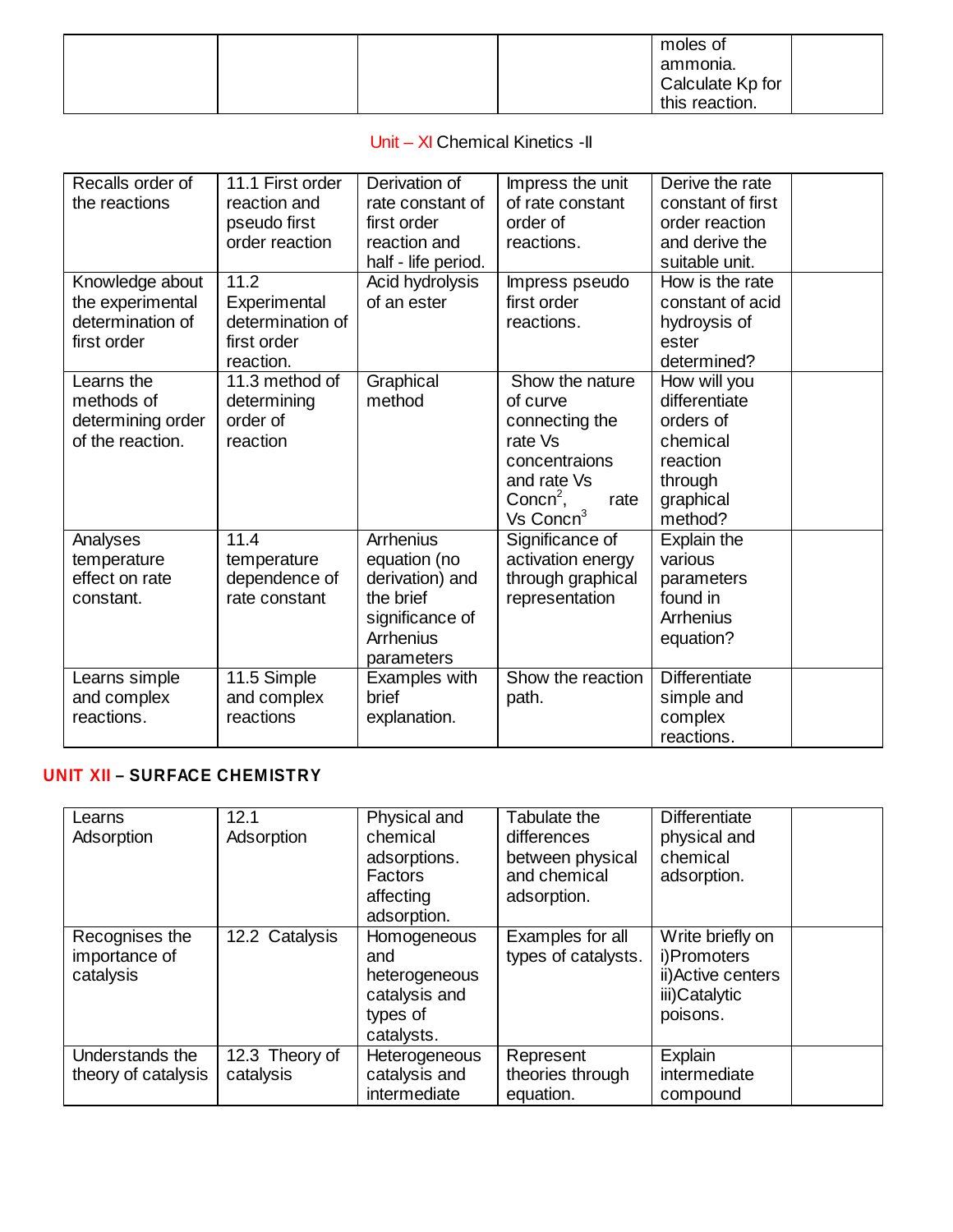| | | | | moles of ammonia. Calculate Kp for this reaction. | |
|---|---|---|---|---|---|

## Unit – XI Chemical Kinetics -II

| | | | | | |
|---|---|---|---|---|---|
| Recalls order of the reactions | 11.1 First order reaction and pseudo first order reaction | Derivation of rate constant of first order reaction and half - life period. | Impress the unit of rate constant order of reactions. | Derive the rate constant of first order reaction and derive the suitable unit. | |
| Knowledge about the experimental determination of first order | 11.2 Experimental determination of first order reaction. | Acid hydrolysis of an ester | Impress pseudo first order reactions. | How is the rate constant of acid hydroysis of ester determined? | |
| Learns the methods of determining order of the reaction. | 11.3 method of determining order of reaction | Graphical method | Show the nature of curve connecting the rate Vs concentraions and rate Vs Concn$^2$, rate Vs Concn$^3$ | How will you differentiate orders of chemical reaction through graphical method? | |
| Analyses temperature effect on rate constant. | 11.4 temperature dependence of rate constant | Arrhenius equation (no derivation) and the brief significance of Arrhenius parameters | Significance of activation energy through graphical representation | Explain the various parameters found in Arrhenius equation? | |
| Learns simple and complex reactions. | 11.5 Simple and complex reactions | Examples with brief explanation. | Show the reaction path. | Differentiate simple and complex reactions. | |

## UNIT XII – SURFACE CHEMISTRY

| | | | | | |
|---|---|---|---|---|---|
| Learns Adsorption | 12.1 Adsorption | Physical and chemical adsorptions. Factors affecting adsorption. | Tabulate the differences between physical and chemical adsorption. | Differentiate physical and chemical adsorption. | |
| Recognises the importance of catalysis | 12.2 Catalysis | Homogeneous and heterogeneous catalysis and types of catalysts. | Examples for all types of catalysts. | Write briefly on i)Promoters ii)Active centers iii)Catalytic poisons. | |
| Understands the theory of catalysis | 12.3 Theory of catalysis | Heterogeneous catalysis and intermediate | Represent theories through equation. | Explain intermediate compound | |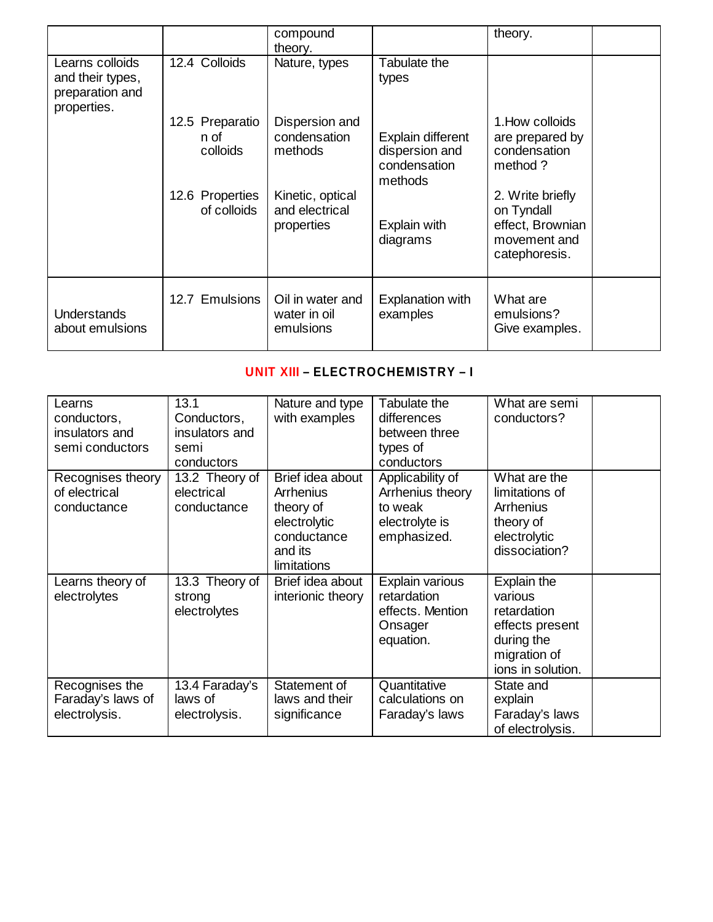| | | compound theory. | | theory. | |
|---|---|---|---|---|---|
| Learns colloids and their types, preparation and properties. | 12.4 Colloids | Nature, types | Tabulate the types | | |
| | 12.5 Preparation of colloids | Dispersion and condensation methods | Explain different dispersion and condensation methods | 1.How colloids are prepared by condensation method ? | |
| | 12.6 Properties of colloids | Kinetic, optical and electrical properties | Explain with diagrams | 2. Write briefly on Tyndall effect, Brownian movement and catephoresis. | |
| Understands about emulsions | 12.7 Emulsions | Oil in water and water in oil emulsions | Explanation with examples | What are emulsions? Give examples. | |

## UNIT XIII – ELECTROCHEMISTRY – I

| Learns conductors, insulators and semi conductors | 13.1 Conductors, insulators and semi conductors | Nature and type with examples | Tabulate the differences between three types of conductors | What are semi conductors? | |
|---|---|---|---|---|---|
| Recognises theory of electrical conductance | 13.2 Theory of electrical conductance | Brief idea about Arrhenius theory of electrolytic conductance and its limitations | Applicability of Arrhenius theory to weak electrolyte is emphasized. | What are the limitations of Arrhenius theory of electrolytic dissociation? | |
| Learns theory of electrolytes | 13.3 Theory of strong electrolytes | Brief idea about interionic theory | Explain various retardation effects. Mention Onsager equation. | Explain the various retardation effects present during the migration of ions in solution. | |
| Recognises the Faraday's laws of electrolysis. | 13.4 Faraday's laws of electrolysis. | Statement of laws and their significance | Quantitative calculations on Faraday's laws | State and explain Faraday's laws of electrolysis. | |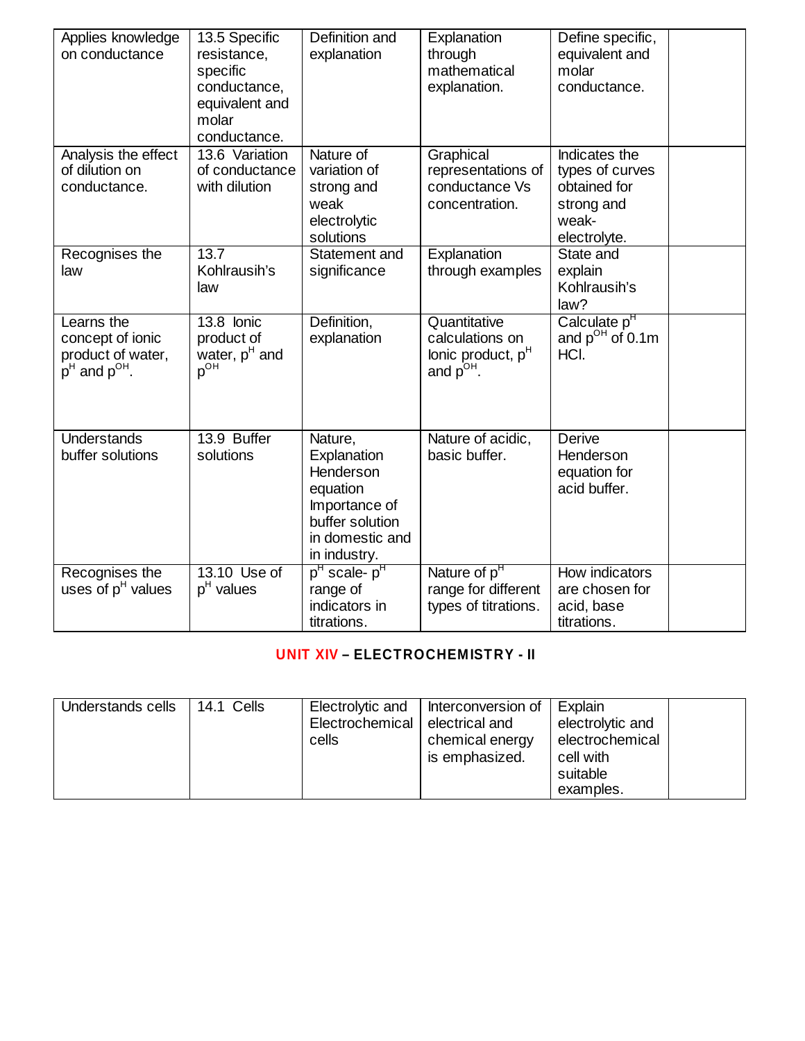| | | | | | |
|---|---|---|---|---|---|
| Applies knowledge on conductance | 13.5 Specific resistance, specific conductance, equivalent and molar conductance. | Definition and explanation | Explanation through mathematical explanation. | Define specific, equivalent and molar conductance. | |
| Analysis the effect of dilution on conductance. | 13.6 Variation of conductance with dilution | Nature of variation of strong and weak electrolytic solutions | Graphical representations of conductance Vs concentration. | Indicates the types of curves obtained for strong and weak-electrolyte. | |
| Recognises the law | 13.7 Kohlrausih's law | Statement and significance | Explanation through examples | State and explain Kohlrausih's law? | |
| Learns the concept of ionic product of water, $p^H$ and $p^{OH}$. | 13.8 Ionic product of water, $p^H$ and $p^{OH}$ | Definition, explanation | Quantitative calculations on Ionic product, $p^H$ and $p^{OH}$. | Calculate $p^H$ and $p^{OH}$ of 0.1m HCl. | |
| Understands buffer solutions | 13.9 Buffer solutions | Nature, Explanation Henderson equation Importance of buffer solution in domestic and in industry. | Nature of acidic, basic buffer. | Derive Henderson equation for acid buffer. | |
| Recognises the uses of $p^H$ values | 13.10 Use of $p^H$ values | $p^H$ scale- $p^H$ range of indicators in titrations. | Nature of $p^H$ range for different types of titrations. | How indicators are chosen for acid, base titrations. | |

## UNIT XIV – ELECTROCHEMISTRY - II

| | | | | | |
|---|---|---|---|---|---|
| Understands cells | 14.1 Cells | Electrolytic and Electrochemical cells | Interconversion of electrical and chemical energy is emphasized. | Explain electrolytic and electrochemical cell with suitable examples. | |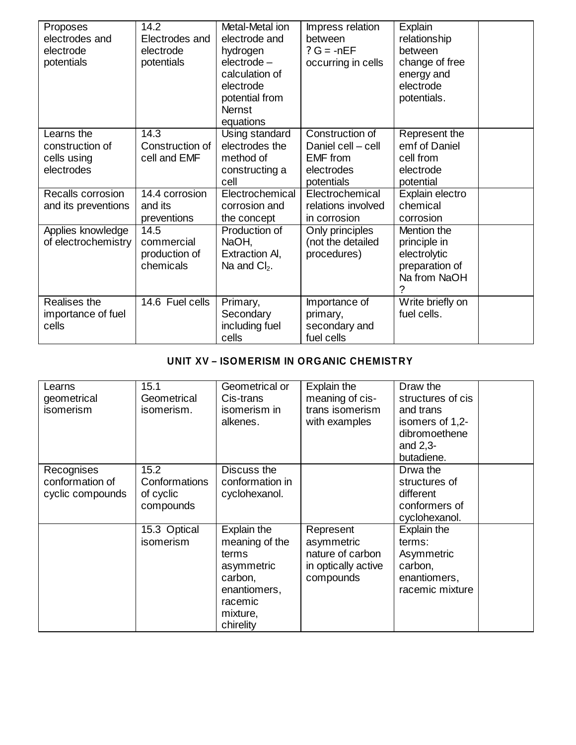| Proposes electrodes and electrode potentials | 14.2 Electrodes and electrode potentials | Metal-Metal ion electrode and hydrogen electrode – calculation of electrode potential from Nernst equations | Impress relation between ? G = -nEF occurring in cells | Explain relationship between change of free energy and electrode potentials. | |
|---|---|---|---|---|---|
| Learns the construction of cells using electrodes | 14.3 Construction of cell and EMF | Using standard electrodes the method of constructing a cell | Construction of Daniel cell – cell EMF from electrodes potentials | Represent the emf of Daniel cell from electrode potential | |
| Recalls corrosion and its preventions | 14.4 corrosion and its preventions | Electrochemical corrosion and the concept | Electrochemical relations involved in corrosion | Explain electro chemical corrosion | |
| Applies knowledge of electrochemistry | 14.5 commercial production of chemicals | Production of NaOH, Extraction Al, Na and $Cl_2$. | Only principles (not the detailed procedures) | Mention the principle in electrolytic preparation of Na from NaOH ? | |
| Realises the importance of fuel cells | 14.6 Fuel cells | Primary, Secondary including fuel cells | Importance of primary, secondary and fuel cells | Write briefly on fuel cells. | |

## UNIT XV – ISOMERISM IN ORGANIC CHEMISTRY

| Learns geometrical isomerism | 15.1 Geometrical isomerism. | Geometrical or Cis-trans isomerism in alkenes. | Explain the meaning of cis-trans isomerism with examples | Draw the structures of cis and trans isomers of 1,2-dibromoethene and 2,3-butadiene. | |
|---|---|---|---|---|---|
| Recognises conformation of cyclic compounds | 15.2 Conformations of cyclic compounds | Discuss the conformation in cyclohexanol. | | Drwa the structures of different conformers of cyclohexanol. | |
| | 15.3 Optical isomerism | Explain the meaning of the terms asymmetric carbon, enantiomers, racemic mixture, chirelity | Represent asymmetric nature of carbon in optically active compounds | Explain the terms: Asymmetric carbon, enantiomers, racemic mixture | |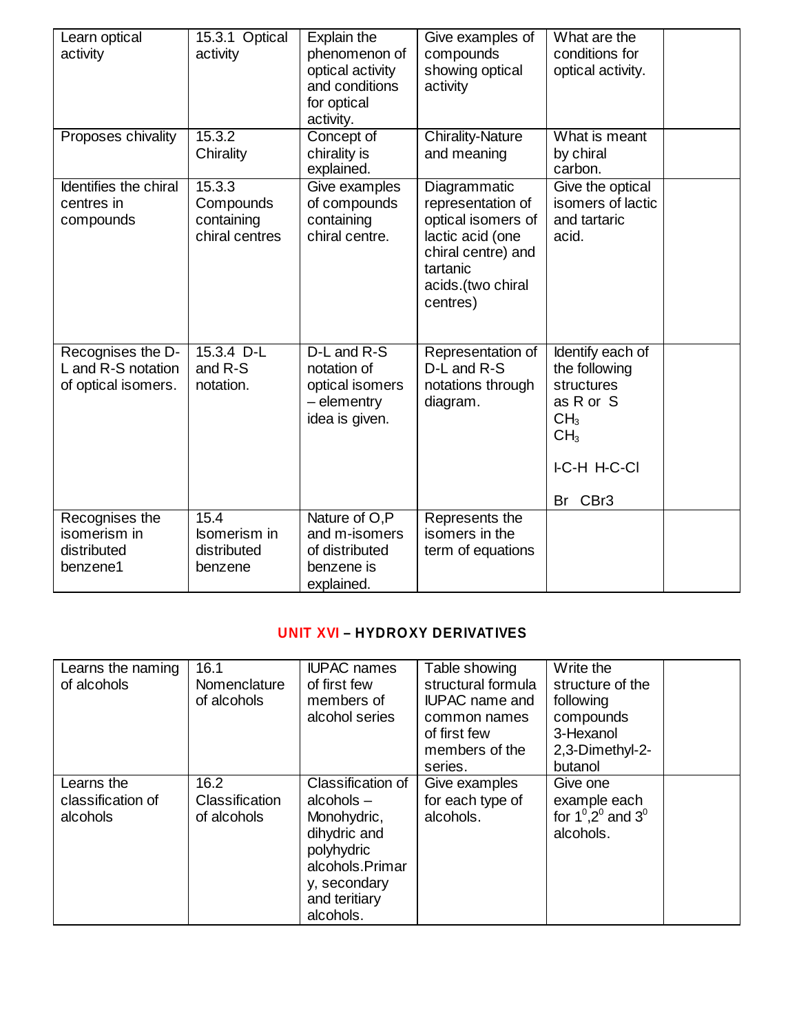| Learn optical activity | 15.3.1 Optical activity | Explain the phenomenon of optical activity and conditions for optical activity. | Give examples of compounds showing optical activity | What are the conditions for optical activity. | |
|---|---|---|---|---|---|
| Proposes chivality | 15.3.2 Chirality | Concept of chirality is explained. | Chirality-Nature and meaning | What is meant by chiral carbon. | |
| Identifies the chiral centres in compounds | 15.3.3 Compounds containing chiral centres | Give examples of compounds containing chiral centre. | Diagrammatic representation of optical isomers of lactic acid (one chiral centre) and tartanic acids.(two chiral centres) | Give the optical isomers of lactic and tartaric acid. | |
| Recognises the D-L and R-S notation of optical isomers. | 15.3.4 D-L and R-S notation. | D-L and R-S notation of optical isomers – elementry idea is given. | Representation of D-L and R-S notations through diagram. | Identify each of the following structures as R or S $CH_3$ $CH_3$ I-C-H H-C-Cl Br CBr3 | |
| Recognises the isomerism in distributed benzene1 | 15.4 Isomerism in distributed benzene | Nature of O,P and m-isomers of distributed benzene is explained. | Represents the isomers in the term of equations | | |

## UNIT XVI – HYDROXY DERIVATIVES

| Learns the naming of alcohols | 16.1 Nomenclature of alcohols | IUPAC names of first few members of alcohol series | Table showing structural formula IUPAC name and common names of first few members of the series. | Write the structure of the following compounds 3-Hexanol 2,3-Dimethyl-2-butanol | |
|---|---|---|---|---|---|
| Learns the classification of alcohols | 16.2 Classification of alcohols | Classification of alcohols – Monohydric, dihydric and polyhydric alcohols.Primary, secondary and teritiary alcohols. | Give examples for each type of alcohols. | Give one example each for $1^0$,$2^0$ and $3^0$ alcohols. | |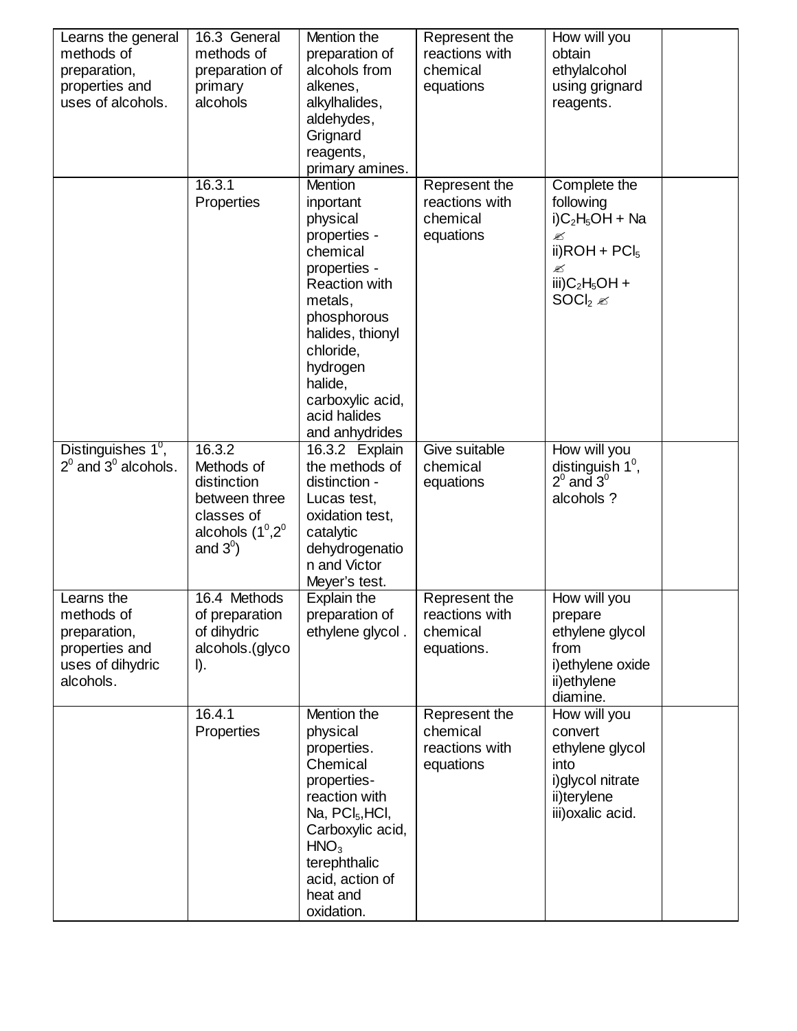| Learns the general methods of preparation, properties and uses of alcohols. | 16.3 General methods of preparation of primary alcohols | Mention the preparation of alcohols from alkenes, alkylhalides, aldehydes, Grignard reagents, primary amines. | Represent the reactions with chemical equations | How will you obtain ethylalcohol using grignard reagents. | |
|---|---|---|---|---|---|
| | 16.3.1 Properties | Mention inportant physical properties - chemical properties - Reaction with metals, phosphorous halides, thionyl chloride, hydrogen halide, carboxylic acid, acid halides and anhydrides | Represent the reactions with chemical equations | Complete the following i)$C_2H_5OH$ + Na ✍ ii)ROH + $PCl_5$ ✍ iii)$C_2H_5OH$ + $SOCl_2$ ✍ | |
| Distinguishes $1^0$, $2^0$ and $3^0$ alcohols. | 16.3.2 Methods of distinction between three classes of alcohols ($1^0$,$2^0$ and $3^0$) | 16.3.2 Explain the methods of distinction - Lucas test, oxidation test, catalytic dehydrogenation and Victor Meyer's test. | Give suitable chemical equations | How will you distinguish $1^0$, $2^0$ and $3^0$ alcohols ? | |
| Learns the methods of preparation, properties and uses of dihydric alcohols. | 16.4 Methods of preparation of dihydric alcohols.(glycol). | Explain the preparation of ethylene glycol . | Represent the reactions with chemical equations. | How will you prepare ethylene glycol from i)ethylene oxide ii)ethylene diamine. | |
| | 16.4.1 Properties | Mention the physical properties. Chemical properties- reaction with Na, $PCl_5$,HCl, Carboxylic acid, $HNO_3$ terephthalic acid, action of heat and oxidation. | Represent the chemical reactions with equations | How will you convert ethylene glycol into i)glycol nitrate ii)terylene iii)oxalic acid. | |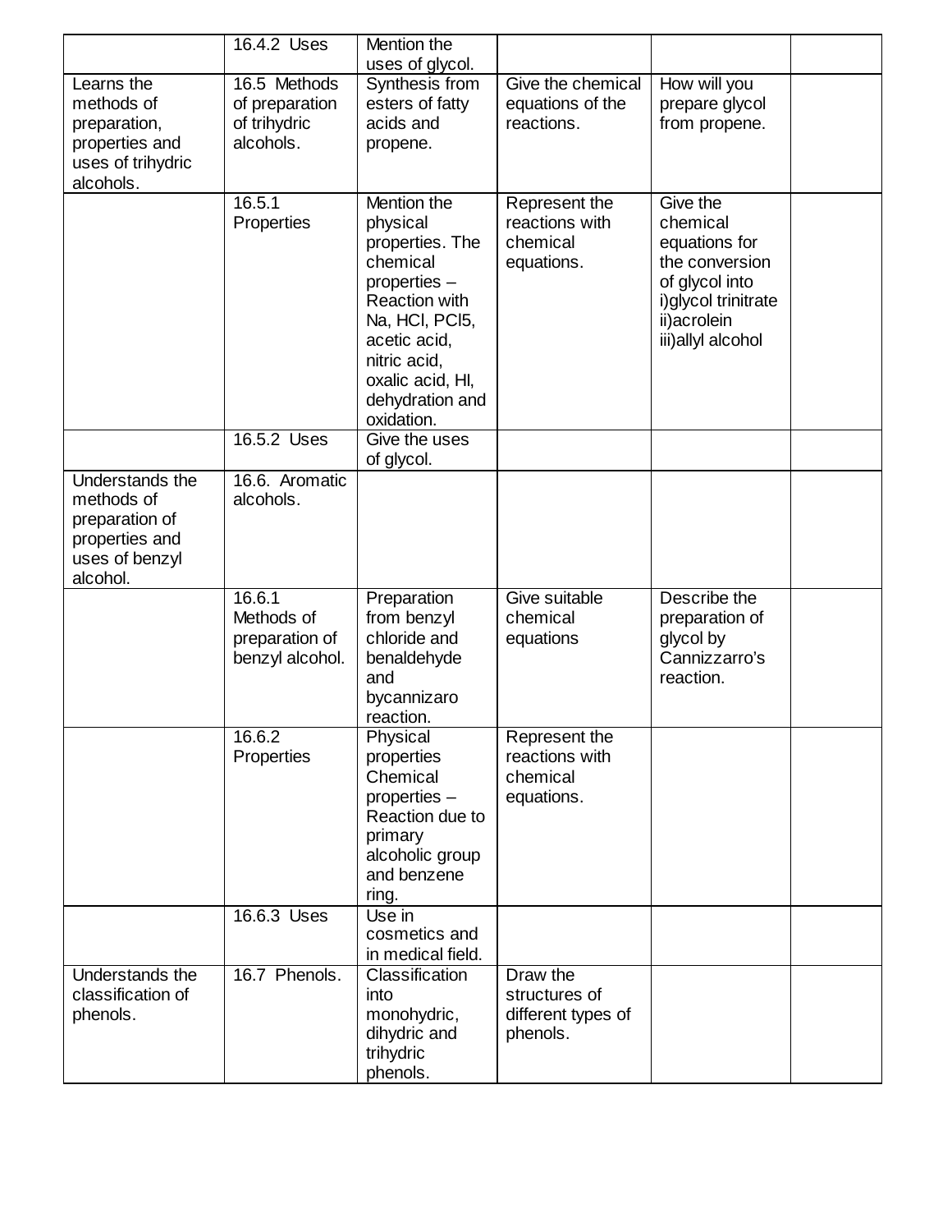| | | | | | |
|---|---|---|---|---|---|
| | 16.4.2 Uses | Mention the uses of glycol. | | | |
| Learns the methods of preparation, properties and uses of trihydric alcohols. | 16.5 Methods of preparation of trihydric alcohols. | Synthesis from esters of fatty acids and propene. | Give the chemical equations of the reactions. | How will you prepare glycol from propene. | |
| | 16.5.1 Properties | Mention the physical properties. The chemical properties – Reaction with Na, HCl, PCl5, acetic acid, nitric acid, oxalic acid, HI, dehydration and oxidation. | Represent the reactions with chemical equations. | Give the chemical equations for the conversion of glycol into i)glycol trinitrate ii)acrolein iii)allyl alcohol | |
| | 16.5.2 Uses | Give the uses of glycol. | | | |
| Understands the methods of preparation of properties and uses of benzyl alcohol. | 16.6. Aromatic alcohols. | | | | |
| | 16.6.1 Methods of preparation of benzyl alcohol. | Preparation from benzyl chloride and benaldehyde and bycannizaro reaction. | Give suitable chemical equations | Describe the preparation of glycol by Cannizzarro's reaction. | |
| | 16.6.2 Properties | Physical properties Chemical properties – Reaction due to primary alcoholic group and benzene ring. | Represent the reactions with chemical equations. | | |
| | 16.6.3 Uses | Use in cosmetics and in medical field. | | | |
| Understands the classification of phenols. | 16.7 Phenols. | Classification into monohydric, dihydric and trihydric phenols. | Draw the structures of different types of phenols. | | |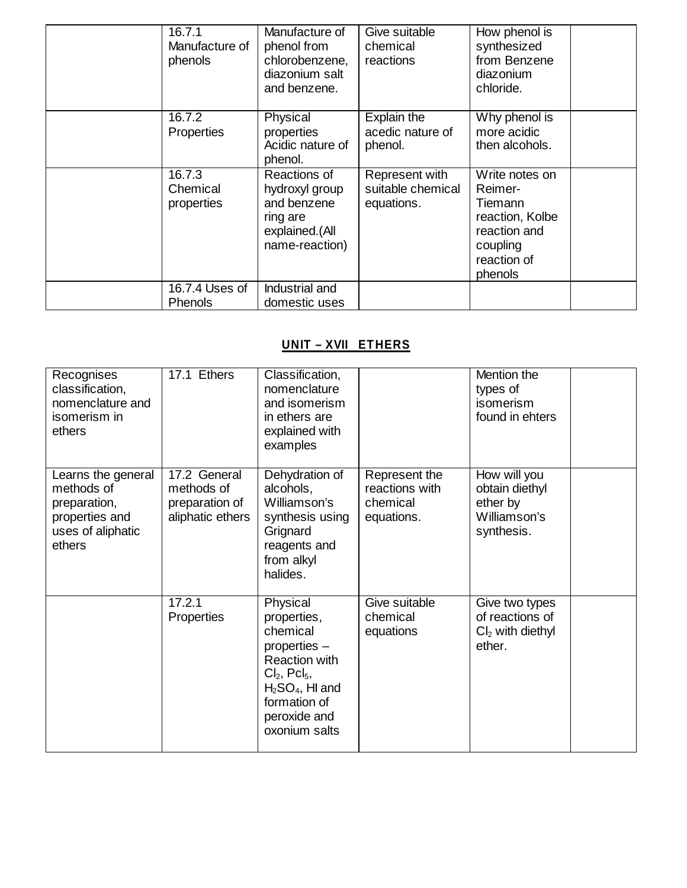| | | | | | |
|---|---|---|---|---|---|
| | 16.7.1 Manufacture of phenols | Manufacture of phenol from chlorobenzene, diazonium salt and benzene. | Give suitable chemical reactions | How phenol is synthesized from Benzene diazonium chloride. | |
| | 16.7.2 Properties | Physical properties Acidic nature of phenol. | Explain the acedic nature of phenol. | Why phenol is more acidic then alcohols. | |
| | 16.7.3 Chemical properties | Reactions of hydroxyl group and benzene ring are explained.(All name-reaction) | Represent with suitable chemical equations. | Write notes on Reimer-Tiemann reaction, Kolbe reaction and coupling reaction of phenols | |
| | 16.7.4 Uses of Phenols | Industrial and domestic uses | | | |

## UNIT – XVII ETHERS

| | | | | | |
|---|---|---|---|---|---|
| Recognises classification, nomenclature and isomerism in ethers | 17.1 Ethers | Classification, nomenclature and isomerism in ethers are explained with examples | | Mention the types of isomerism found in ehters | |
| Learns the general methods of preparation, properties and uses of aliphatic ethers | 17.2 General methods of preparation of aliphatic ethers | Dehydration of alcohols, Williamson's synthesis using Grignard reagents and from alkyl halides. | Represent the reactions with chemical equations. | How will you obtain diethyl ether by Williamson's synthesis. | |
| | 17.2.1 Properties | Physical properties, chemical properties – Reaction with $Cl_2$, $Pcl_5$, $H_2SO_4$, HI and formation of peroxide and oxonium salts | Give suitable chemical equations | Give two types of reactions of $Cl_2$ with diethyl ether. | |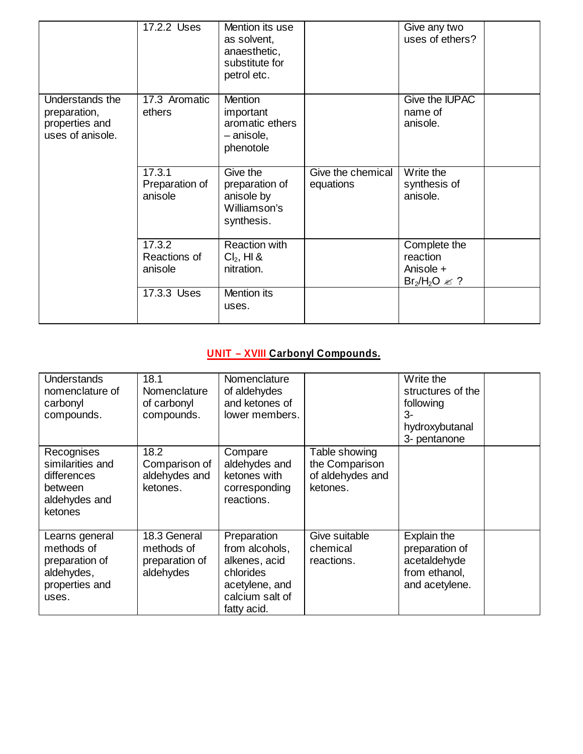| | | | | | |
|---|---|---|---|---|---|
| | 17.2.2 Uses | Mention its use as solvent, anaesthetic, substitute for petrol etc. | | Give any two uses of ethers? | |
| Understands the preparation, properties and uses of anisole. | 17.3 Aromatic ethers | Mention important aromatic ethers – anisole, phenotole | | Give the IUPAC name of anisole. | |
| | 17.3.1 Preparation of anisole | Give the preparation of anisole by Williamson's synthesis. | Give the chemical equations | Write the synthesis of anisole. | |
| | 17.3.2 Reactions of anisole | Reaction with $Cl_2$, HI & nitration. | | Complete the reaction Anisole + $Br_2/H_2O$ ✍ ? | |
| | 17.3.3 Uses | Mention its uses. | | | |

## UNIT – XVIII Carbonyl Compounds.

| | | | | | |
|---|---|---|---|---|---|
| Understands nomenclature of carbonyl compounds. | 18.1 Nomenclature of carbonyl compounds. | Nomenclature of aldehydes and ketones of lower members. | | Write the structures of the following 3-hydroxybutanal 3- pentanone | |
| Recognises similarities and differences between aldehydes and ketones | 18.2 Comparison of aldehydes and ketones. | Compare aldehydes and ketones with corresponding reactions. | Table showing the Comparison of aldehydes and ketones. | | |
| Learns general methods of preparation of aldehydes, properties and uses. | 18.3 General methods of preparation of aldehydes | Preparation from alcohols, alkenes, acid chlorides acetylene, and calcium salt of fatty acid. | Give suitable chemical reactions. | Explain the preparation of acetaldehyde from ethanol, and acetylene. | |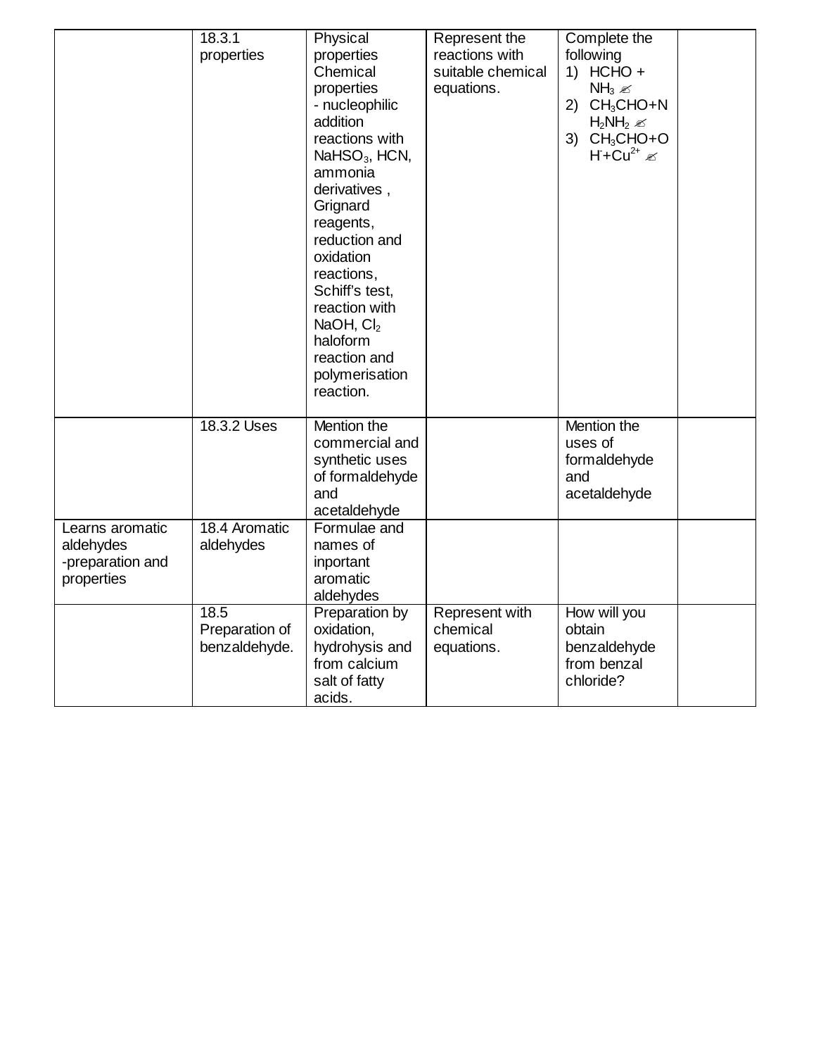|  |  |  |  |  |  |
|---|---|---|---|---|---|
|  | 18.3.1 properties | Physical properties Chemical properties - nucleophilic addition reactions with $NaHSO_3$, HCN, ammonia derivatives , Grignard reagents, reduction and oxidation reactions, Schiff's test, reaction with NaOH, $Cl_2$ haloform reaction and polymerisation reaction. | Represent the reactions with suitable chemical equations. | Complete the following 1) HCHO + $NH_3$ ✍ 2) $CH_3CHO$+$NH_2NH_2$ ✍ 3) $CH_3CHO$+$OH^-$+$Cu^{2+}$ ✍ |  |
|  | 18.3.2 Uses | Mention the commercial and synthetic uses of formaldehyde and acetaldehyde |  | Mention the uses of formaldehyde and acetaldehyde |  |
| Learns aromatic aldehydes -preparation and properties | 18.4 Aromatic aldehydes | Formulae and names of inportant aromatic aldehydes |  |  |  |
|  | 18.5 Preparation of benzaldehyde. | Preparation by oxidation, hydrohysis and from calcium salt of fatty acids. | Represent with chemical equations. | How will you obtain benzaldehyde from benzal chloride? |  |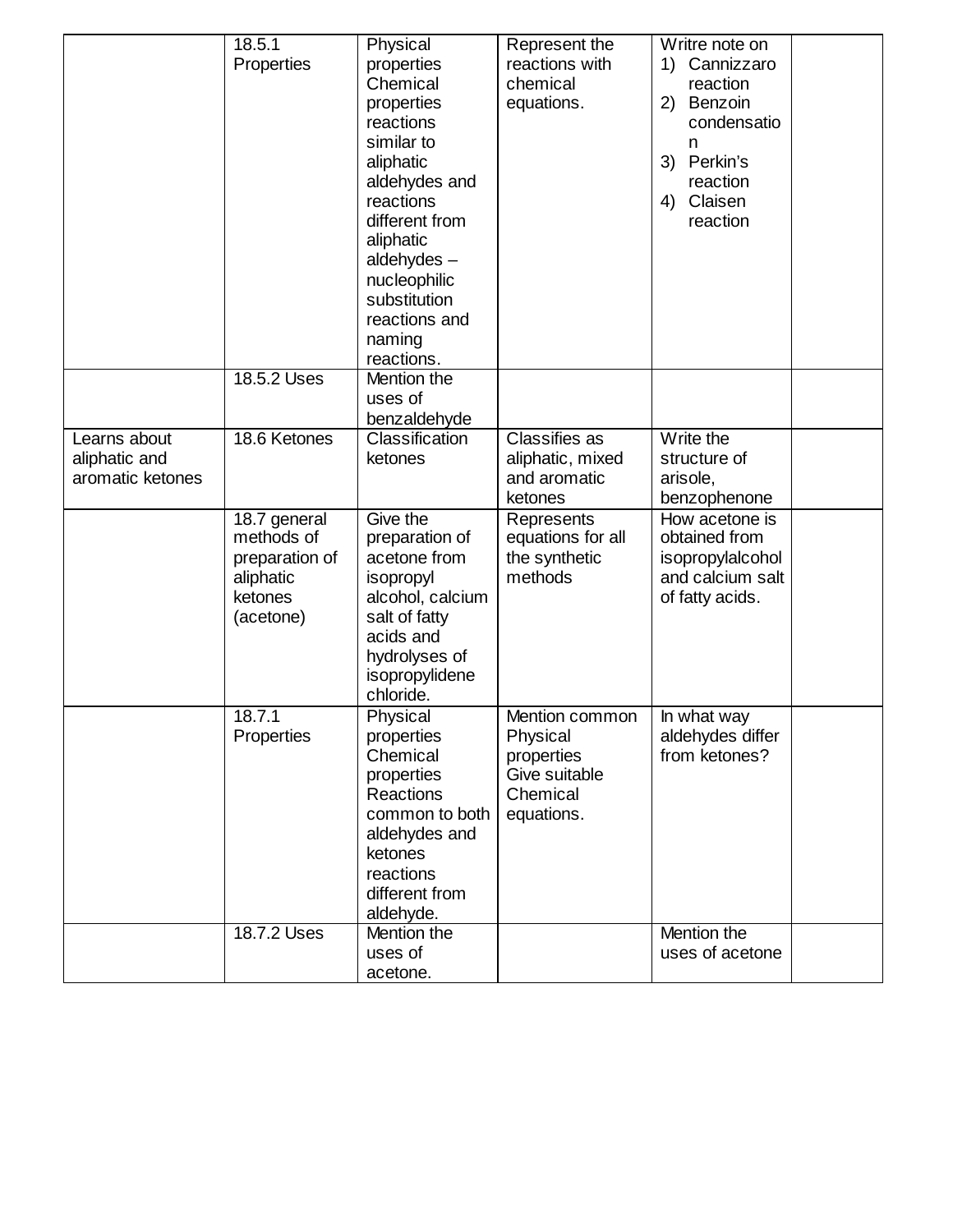| | | | | | |
|---|---|---|---|---|---|
| | 18.5.1 Properties | Physical properties Chemical properties reactions similar to aliphatic aldehydes and reactions different from aliphatic aldehydes – nucleophilic substitution reactions and naming reactions. | Represent the reactions with chemical equations. | Writre note on 1) Cannizzaro reaction 2) Benzoin condensation 3) Perkin's reaction 4) Claisen reaction | |
| | 18.5.2 Uses | Mention the uses of benzaldehyde | | | |
| Learns about aliphatic and aromatic ketones | 18.6 Ketones | Classification ketones | Classifies as aliphatic, mixed and aromatic ketones | Write the structure of arisole, benzophenone | |
| | 18.7 general methods of preparation of aliphatic ketones (acetone) | Give the preparation of acetone from isopropyl alcohol, calcium salt of fatty acids and hydrolyses of isopropylidene chloride. | Represents equations for all the synthetic methods | How acetone is obtained from isopropylalcohol and calcium salt of fatty acids. | |
| | 18.7.1 Properties | Physical properties Chemical properties Reactions common to both aldehydes and ketones reactions different from aldehyde. | Mention common Physical properties Give suitable Chemical equations. | In what way aldehydes differ from ketones? | |
| | 18.7.2 Uses | Mention the uses of acetone. | | Mention the uses of acetone | |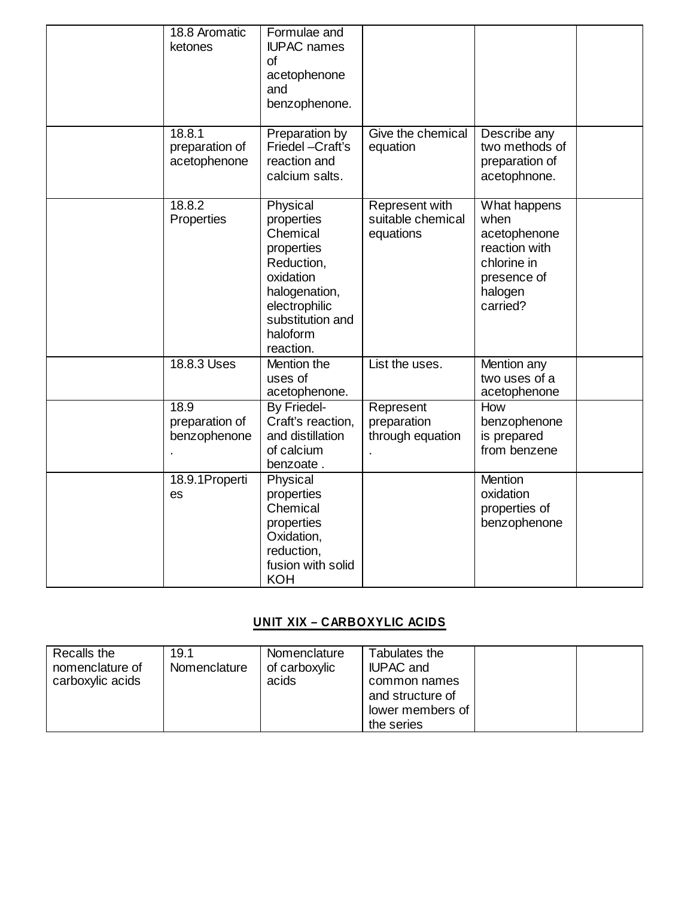|  | 18.8 Aromatic ketones | Formulae and IUPAC names of acetophenone and benzophenone. |  |  |  |
|---|---|---|---|---|---|
|  | 18.8.1 preparation of acetophenone | Preparation by Friedel –Craft's reaction and calcium salts. | Give the chemical equation | Describe any two methods of preparation of acetophnone. |  |
|  | 18.8.2 Properties | Physical properties Chemical properties Reduction, oxidation halogenation, electrophilic substitution and haloform reaction. | Represent with suitable chemical equations | What happens when acetophenone reaction with chlorine in presence of halogen carried? |  |
|  | 18.8.3 Uses | Mention the uses of acetophenone. | List the uses. | Mention any two uses of a acetophenone |  |
|  | 18.9 preparation of benzophenone . | By Friedel-Craft's reaction, and distillation of calcium benzoate . | Represent preparation through equation . | How benzophenone is prepared from benzene |  |
|  | 18.9.1Properties | Physical properties Chemical properties Oxidation, reduction, fusion with solid KOH |  | Mention oxidation properties of benzophenone |  |

## UNIT XIX – CARBOXYLIC ACIDS

| Recalls the nomenclature of carboxylic acids | 19.1 Nomenclature | Nomenclature of carboxylic acids | Tabulates the IUPAC and common names and structure of lower members of the series |  |  |
|---|---|---|---|---|---|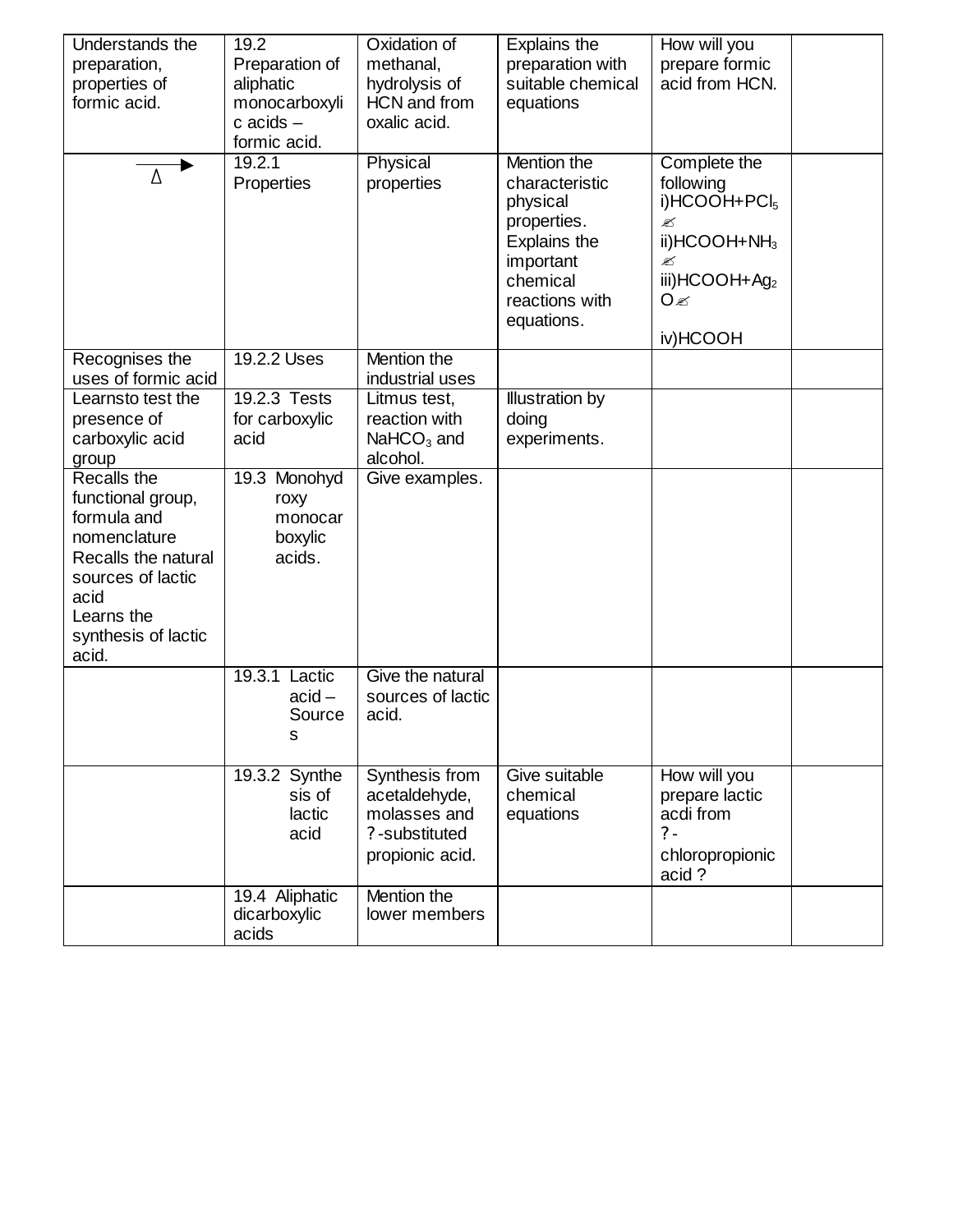| Understands the preparation, properties of formic acid. | 19.2 Preparation of aliphatic monocarboxylic acids – formic acid. | Oxidation of methanal, hydrolysis of HCN and from oxalic acid. | Explains the preparation with suitable chemical equations | How will you prepare formic acid from HCN. | |
|---|---|---|---|---|---|
| $\xrightarrow[\Delta]{}$ | 19.2.1 Properties | Physical properties | Mention the characteristic physical properties. Explains the important chemical reactions with equations. | Complete the following i)HCOOH+$PCl_5$ ✍ ii)HCOOH+$NH_3$ ✍ iii)HCOOH+$Ag_2O$✍ iv)HCOOH | |
| Recognises the uses of formic acid | 19.2.2 Uses | Mention the industrial uses | | | |
| Learnsto test the presence of carboxylic acid group | 19.2.3 Tests for carboxylic acid | Litmus test, reaction with $NaHCO_3$ and alcohol. | Illustration by doing experiments. | | |
| Recalls the functional group, formula and nomenclature Recalls the natural sources of lactic acid Learns the synthesis of lactic acid. | 19.3 Monohydroxy monocarboxylic acids. | Give examples. | | | |
| | 19.3.1 Lactic acid – Sources | Give the natural sources of lactic acid. | | | |
| | 19.3.2 Synthesis of lactic acid | Synthesis from acetaldehyde, molasses and ?-substituted propionic acid. | Give suitable chemical equations | How will you prepare lactic acdi from ?-chloropropionic acid ? | |
| | 19.4 Aliphatic dicarboxylic acids | Mention the lower members | | | |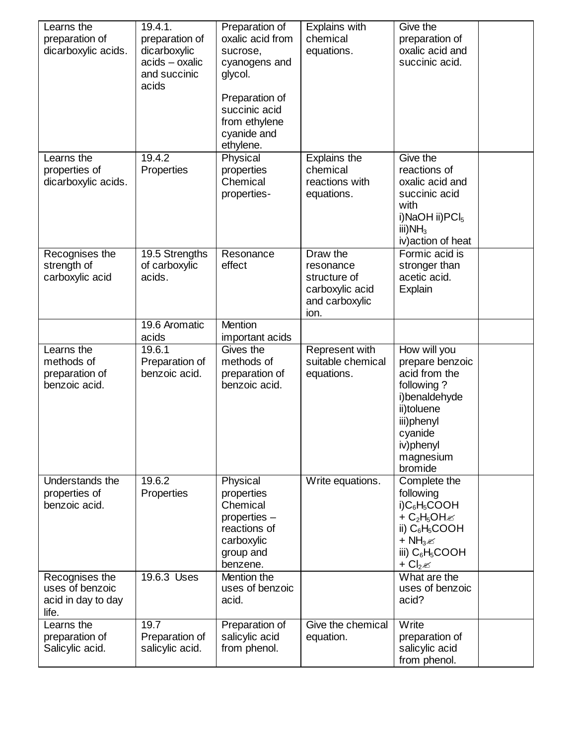| | | | | | |
|---|---|---|---|---|---|
| Learns the preparation of dicarboxylic acids. | 19.4.1. preparation of dicarboxylic acids – oxalic and succinic acids | Preparation of oxalic acid from sucrose, cyanogens and glycol.<br><br>Preparation of succinic acid from ethylene cyanide and ethylene. | Explains with chemical equations. | Give the preparation of oxalic acid and succinic acid. | |
| Learns the properties of dicarboxylic acids. | 19.4.2 Properties | Physical properties Chemical properties- | Explains the chemical reactions with equations. | Give the reactions of oxalic acid and succinic acid with i)NaOH ii)$PCl_5$ iii)$NH_3$ iv)action of heat | |
| Recognises the strength of carboxylic acid | 19.5 Strengths of carboxylic acids. | Resonance effect | Draw the resonance structure of carboxylic acid and carboxylic ion. | Formic acid is stronger than acetic acid. Explain | |
| | 19.6 Aromatic acids | Mention important acids | | | |
| Learns the methods of preparation of benzoic acid. | 19.6.1 Preparation of benzoic acid. | Gives the methods of preparation of benzoic acid. | Represent with suitable chemical equations. | How will you prepare benzoic acid from the following ? i)benaldehyde ii)toluene iii)phenyl cyanide iv)phenyl magnesium bromide | |
| Understands the properties of benzoic acid. | 19.6.2 Properties | Physical properties Chemical properties – reactions of carboxylic group and benzene. | Write equations. | Complete the following i)$C_6H_5COOH + C_2H_5OH \rightarrow$ ii) $C_6H_5COOH + NH_3 \rightarrow$ iii) $C_6H_5COOH + Cl_2 \rightarrow$ | |
| Recognises the uses of benzoic acid in day to day life. | 19.6.3 Uses | Mention the uses of benzoic acid. | | What are the uses of benzoic acid? | |
| Learns the preparation of Salicylic acid. | 19.7 Preparation of salicylic acid. | Preparation of salicylic acid from phenol. | Give the chemical equation. | Write preparation of salicylic acid from phenol. | |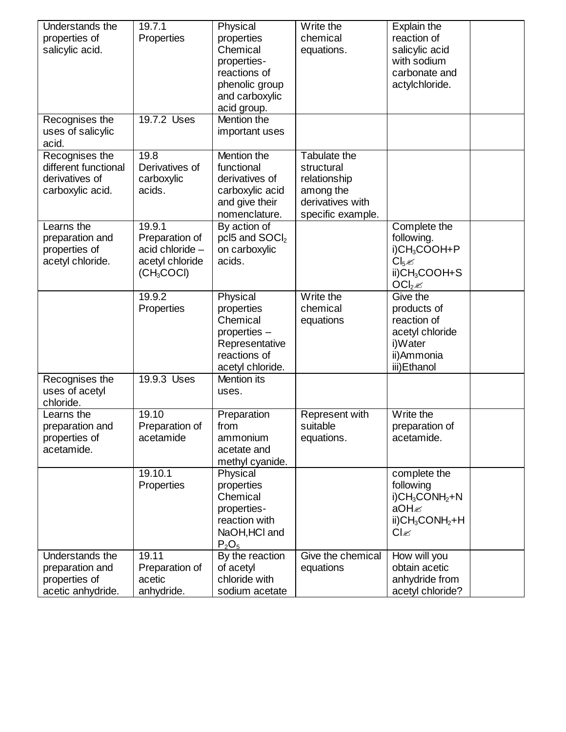| Understands the properties of salicylic acid. | 19.7.1 Properties | Physical properties Chemical properties- reactions of phenolic group and carboxylic acid group. | Write the chemical equations. | Explain the reaction of salicylic acid with sodium carbonate and actylchloride. | |
|---|---|---|---|---|---|
| Recognises the uses of salicylic acid. | 19.7.2 Uses | Mention the important uses | | | |
| Recognises the different functional derivatives of carboxylic acid. | 19.8 Derivatives of carboxylic acids. | Mention the functional derivatives of carboxylic acid and give their nomenclature. | Tabulate the structural relationship among the derivatives with specific example. | | |
| Learns the preparation and properties of acetyl chloride. | 19.9.1 Preparation of acid chloride – acetyl chloride ($CH_3COCl$) | By action of pcl5 and $SOCl_2$ on carboxylic acids. | | Complete the following. i)$CH_3COOH+PCl_5$✍ ii)$CH_3COOH+SOCl_2$✍ | |
| | 19.9.2 Properties | Physical properties Chemical properties – Representative reactions of acetyl chloride. | Write the chemical equations | Give the products of reaction of acetyl chloride i)Water ii)Ammonia iii)Ethanol | |
| Recognises the uses of acetyl chloride. | 19.9.3 Uses | Mention its uses. | | | |
| Learns the preparation and properties of acetamide. | 19.10 Preparation of acetamide | Preparation from ammonium acetate and methyl cyanide. | Represent with suitable equations. | Write the preparation of acetamide. | |
| | 19.10.1 Properties | Physical properties Chemical properties- reaction with NaOH,HCl and $P_2O_5$ | | complete the following i)$CH_3CONH_2+NaOH$✍ ii)$CH_3CONH_2+HCl$✍ | |
| Understands the preparation and properties of acetic anhydride. | 19.11 Preparation of acetic anhydride. | By the reaction of acetyl chloride with sodium acetate | Give the chemical equations | How will you obtain acetic anhydride from acetyl chloride? | |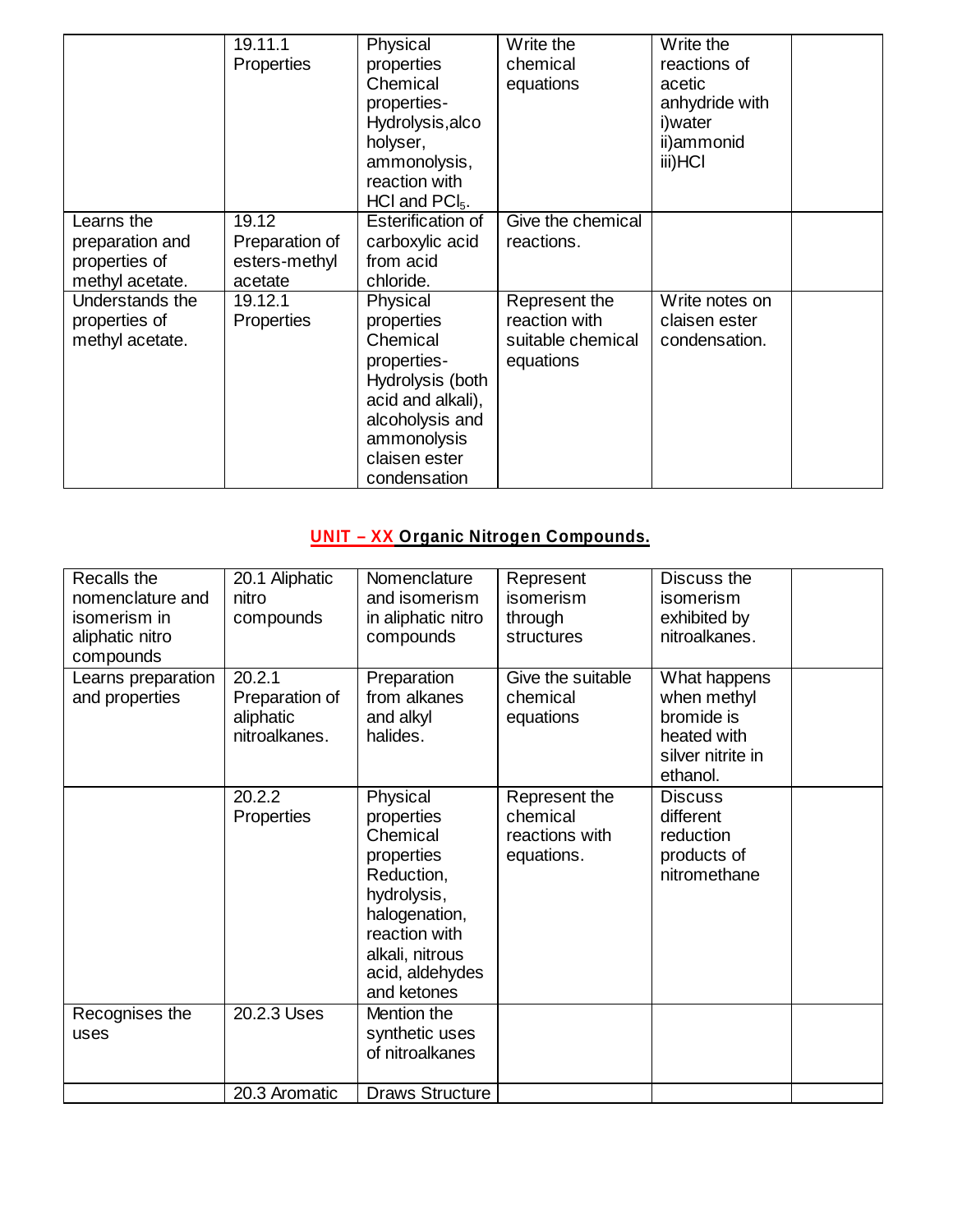| | | | | | |
|---|---|---|---|---|---|
| | 19.11.1 Properties | Physical properties Chemical properties- Hydrolysis,alco holyser, ammonolysis, reaction with HCl and $PCl_5$. | Write the chemical equations | Write the reactions of acetic anhydride with i)water ii)ammonid iii)HCl | |
| Learns the preparation and properties of methyl acetate. | 19.12 Preparation of esters-methyl acetate | Esterification of carboxylic acid from acid chloride. | Give the chemical reactions. | | |
| Understands the properties of methyl acetate. | 19.12.1 Properties | Physical properties Chemical properties- Hydrolysis (both acid and alkali), alcoholysis and ammonolysis claisen ester condensation | Represent the reaction with suitable chemical equations | Write notes on claisen ester condensation. | |

## UNIT – XX Organic Nitrogen Compounds.

| | | | | | |
|---|---|---|---|---|---|
| Recalls the nomenclature and isomerism in aliphatic nitro compounds | 20.1 Aliphatic nitro compounds | Nomenclature and isomerism in aliphatic nitro compounds | Represent isomerism through structures | Discuss the isomerism exhibited by nitroalkanes. | |
| Learns preparation and properties | 20.2.1 Preparation of aliphatic nitroalkanes. | Preparation from alkanes and alkyl halides. | Give the suitable chemical equations | What happens when methyl bromide is heated with silver nitrite in ethanol. | |
| | 20.2.2 Properties | Physical properties Chemical properties Reduction, hydrolysis, halogenation, reaction with alkali, nitrous acid, aldehydes and ketones | Represent the chemical reactions with equations. | Discuss different reduction products of nitromethane | |
| Recognises the uses | 20.2.3 Uses | Mention the synthetic uses of nitroalkanes | | | |
| | 20.3 Aromatic | Draws Structure | | | |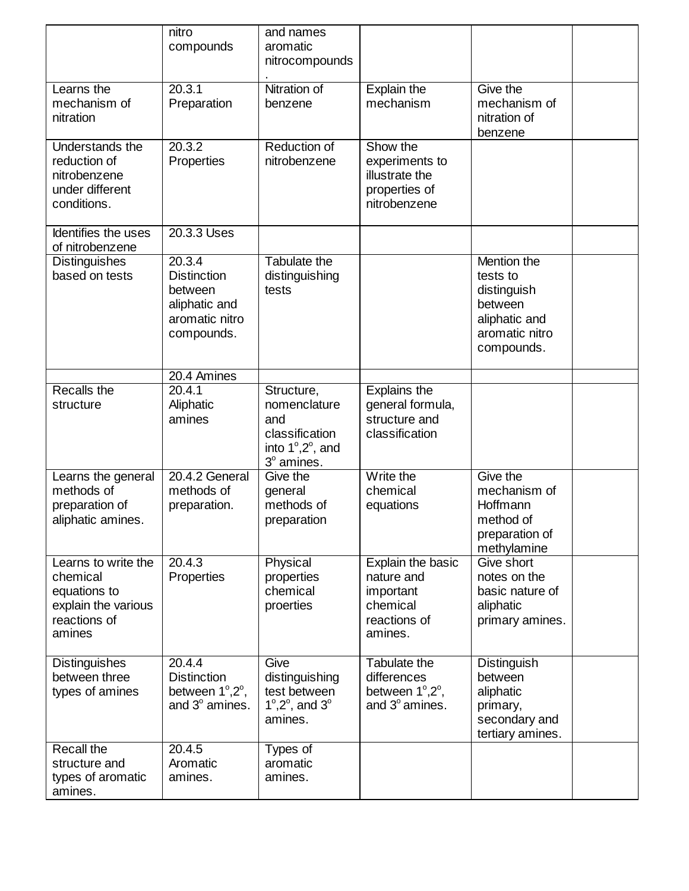| | | | | | |
|---|---|---|---|---|---|
| | nitro compounds | and names aromatic nitrocompounds. | | | |
| Learns the mechanism of nitration | 20.3.1 Preparation | Nitration of benzene | Explain the mechanism | Give the mechanism of nitration of benzene | |
| Understands the reduction of nitrobenzene under different conditions. | 20.3.2 Properties | Reduction of nitrobenzene | Show the experiments to illustrate the properties of nitrobenzene | | |
| Identifies the uses of nitrobenzene | 20.3.3 Uses | | | | |
| Distinguishes based on tests | 20.3.4 Distinction between aliphatic and aromatic nitro compounds. | Tabulate the distinguishing tests | | Mention the tests to distinguish between aliphatic and aromatic nitro compounds. | |
| | 20.4 Amines | | | | |
| Recalls the structure | 20.4.1 Aliphatic amines | Structure, nomenclature and classification into $1^o$,$2^o$, and $3^o$ amines. | Explains the general formula, structure and classification | | |
| Learns the general methods of preparation of aliphatic amines. | 20.4.2 General methods of preparation. | Give the general methods of preparation | Write the chemical equations | Give the mechanism of Hoffmann method of preparation of methylamine | |
| Learns to write the chemical equations to explain the various reactions of amines | 20.4.3 Properties | Physical properties chemical proerties | Explain the basic nature and important chemical reactions of amines. | Give short notes on the basic nature of aliphatic primary amines. | |
| Distinguishes between three types of amines | 20.4.4 Distinction between $1^o$,$2^o$, and $3^o$ amines. | Give distinguishing test between $1^o$,$2^o$, and $3^o$ amines. | Tabulate the differences between $1^o$,$2^o$, and $3^o$ amines. | Distinguish between aliphatic primary, secondary and tertiary amines. | |
| Recall the structure and types of aromatic amines. | 20.4.5 Aromatic amines. | Types of aromatic amines. | | | |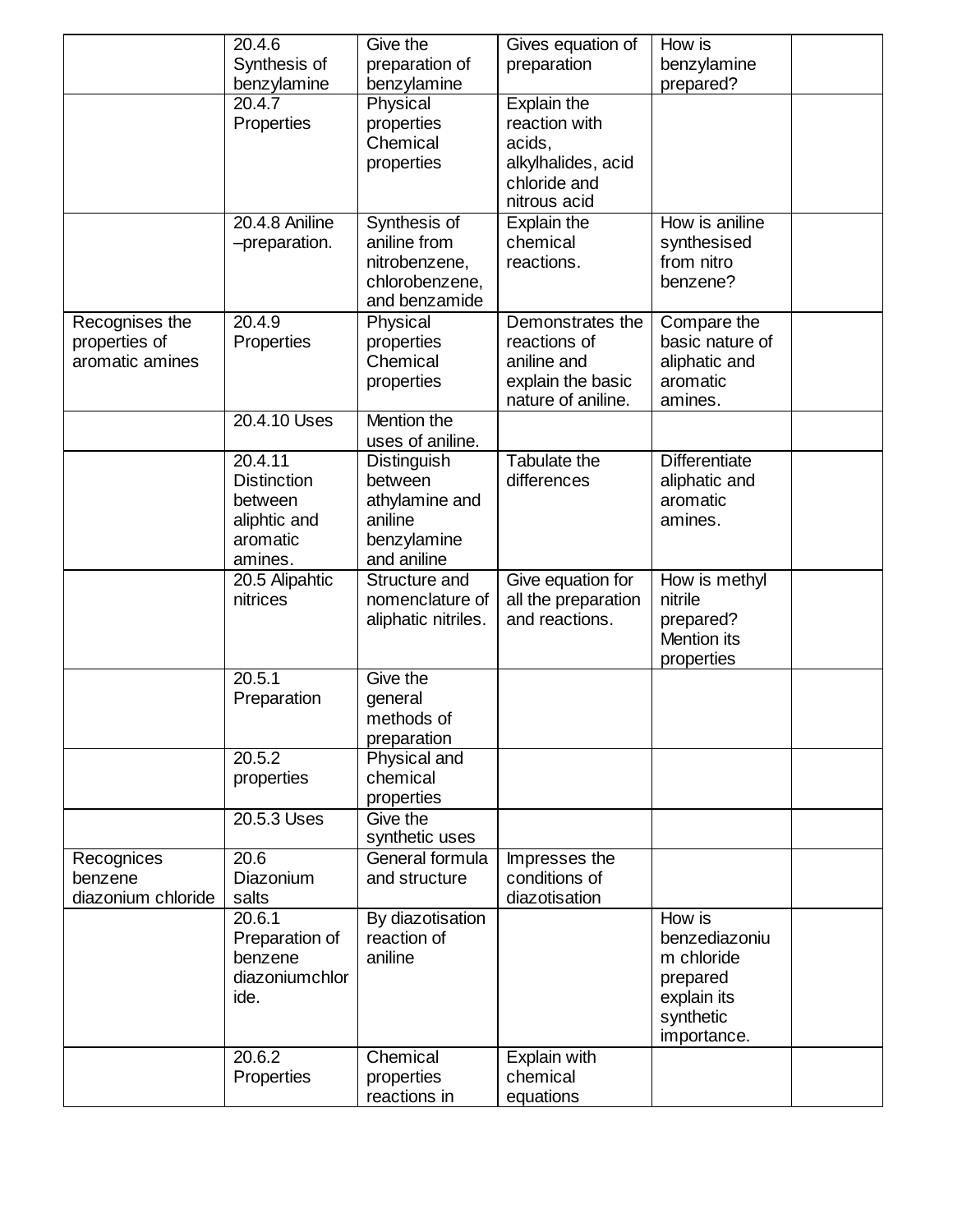|  |  |  |  |  |  |
|---|---|---|---|---|---|
|  | 20.4.6 Synthesis of benzylamine | Give the preparation of benzylamine | Gives equation of preparation | How is benzylamine prepared? |  |
|  | 20.4.7 Properties | Physical properties Chemical properties | Explain the reaction with acids, alkylhalides, acid chloride and nitrous acid |  |  |
|  | 20.4.8 Aniline –preparation. | Synthesis of aniline from nitrobenzene, chlorobenzene, and benzamide | Explain the chemical reactions. | How is aniline synthesised from nitro benzene? |  |
| Recognises the properties of aromatic amines | 20.4.9 Properties | Physical properties Chemical properties | Demonstrates the reactions of aniline and explain the basic nature of aniline. | Compare the basic nature of aliphatic and aromatic amines. |  |
|  | 20.4.10 Uses | Mention the uses of aniline. |  |  |  |
|  | 20.4.11 Distinction between aliphtic and aromatic amines. | Distinguish between athylamine and aniline benzylamine and aniline | Tabulate the differences | Differentiate aliphatic and aromatic amines. |  |
|  | 20.5 Alipahtic nitrices | Structure and nomenclature of aliphatic nitriles. | Give equation for all the preparation and reactions. | How is methyl nitrile prepared? Mention its properties |  |
|  | 20.5.1 Preparation | Give the general methods of preparation |  |  |  |
|  | 20.5.2 properties | Physical and chemical properties |  |  |  |
|  | 20.5.3 Uses | Give the synthetic uses |  |  |  |
| Recognices benzene diazonium chloride | 20.6 Diazonium salts | General formula and structure | Impresses the conditions of diazotisation |  |  |
|  | 20.6.1 Preparation of benzene diazoniumchloride. | By diazotisation reaction of aniline |  | How is benzediazonium chloride prepared explain its synthetic importance. |  |
|  | 20.6.2 Properties | Chemical properties reactions in | Explain with chemical equations |  |  |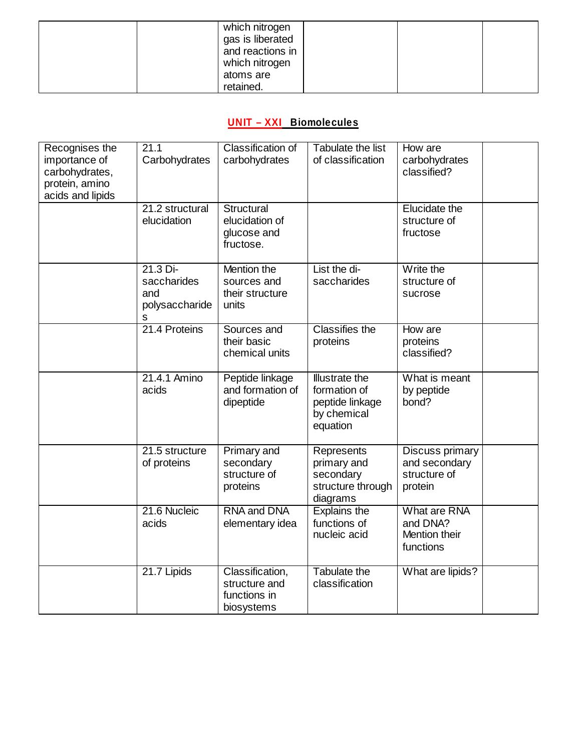| | | which nitrogen gas is liberated and reactions in which nitrogen atoms are retained. | | | |
|---|---|---|---|---|---|

## UNIT – XXI Biomolecules

| | | | | | |
|---|---|---|---|---|---|
| Recognises the importance of carbohydrates, protein, amino acids and lipids | 21.1 Carbohydrates | Classification of carbohydrates | Tabulate the list of classification | How are carbohydrates classified? | |
| | 21.2 structural elucidation | Structural elucidation of glucose and fructose. | | Elucidate the structure of fructose | |
| | 21.3 Di-saccharides and polysaccharides | Mention the sources and their structure units | List the di-saccharides | Write the structure of sucrose | |
| | 21.4 Proteins | Sources and their basic chemical units | Classifies the proteins | How are proteins classified? | |
| | 21.4.1 Amino acids | Peptide linkage and formation of dipeptide | Illustrate the formation of peptide linkage by chemical equation | What is meant by peptide bond? | |
| | 21.5 structure of proteins | Primary and secondary structure of proteins | Represents primary and secondary structure through diagrams | Discuss primary and secondary structure of protein | |
| | 21.6 Nucleic acids | RNA and DNA elementary idea | Explains the functions of nucleic acid | What are RNA and DNA? Mention their functions | |
| | 21.7 Lipids | Classification, structure and functions in biosystems | Tabulate the classification | What are lipids? | |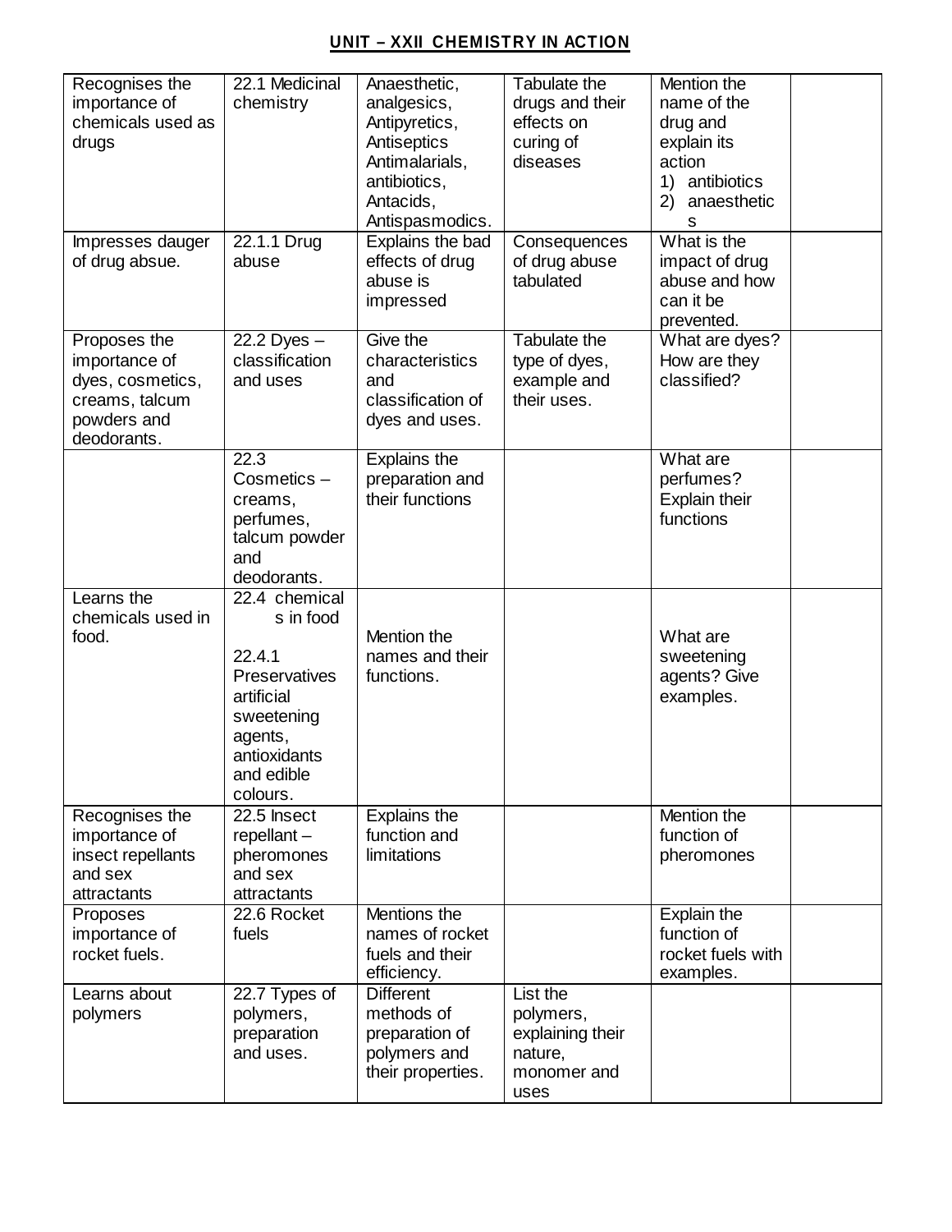## UNIT – XXII CHEMISTRY IN ACTION

| | | | | | |
|---|---|---|---|---|---|
| Recognises the importance of chemicals used as drugs | 22.1 Medicinal chemistry | Anaesthetic, analgesics, Antipyretics, Antiseptics Antimalarials, antibiotics, Antacids, Antispasmodics. | Tabulate the drugs and their effects on curing of diseases | Mention the name of the drug and explain its action 1) antibiotics 2) anaesthetics | |
| Impresses dauger of drug absue. | 22.1.1 Drug abuse | Explains the bad effects of drug abuse is impressed | Consequences of drug abuse tabulated | What is the impact of drug abuse and how can it be prevented. | |
| Proposes the importance of dyes, cosmetics, creams, talcum powders and deodorants. | 22.2 Dyes – classification and uses | Give the characteristics and classification of dyes and uses. | Tabulate the type of dyes, example and their uses. | What are dyes? How are they classified? | |
| | 22.3 Cosmetics – creams, perfumes, talcum powder and deodorants. | Explains the preparation and their functions | | What are perfumes? Explain their functions | |
| Learns the chemicals used in food. | 22.4 chemicals in food 22.4.1 Preservatives artificial sweetening agents, antioxidants and edible colours. | Mention the names and their functions. | | What are sweetening agents? Give examples. | |
| Recognises the importance of insect repellants and sex attractants | 22.5 Insect repellant – pheromones and sex attractants | Explains the function and limitations | | Mention the function of pheromones | |
| Proposes importance of rocket fuels. | 22.6 Rocket fuels | Mentions the names of rocket fuels and their efficiency. | | Explain the function of rocket fuels with examples. | |
| Learns about polymers | 22.7 Types of polymers, preparation and uses. | Different methods of preparation of polymers and their properties. | List the polymers, explaining their nature, monomer and uses | | |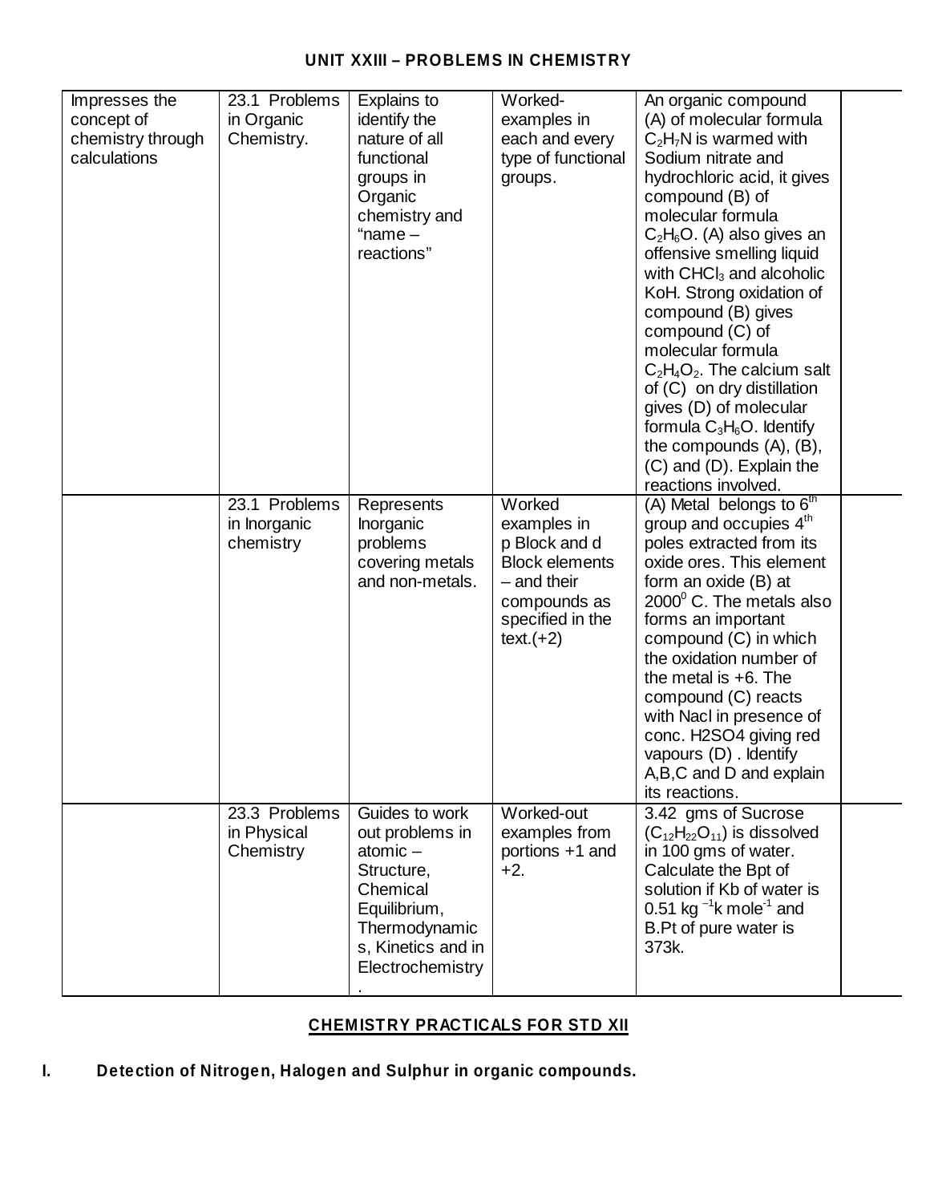## UNIT XXIII – PROBLEMS IN CHEMISTRY

| | | | | | |
|---|---|---|---|---|---|
| Impresses the concept of chemistry through calculations | 23.1 Problems in Organic Chemistry. | Explains to identify the nature of all functional groups in Organic chemistry and "name – reactions" | Worked-examples in each and every type of functional groups. | An organic compound (A) of molecular formula $C_2H_7N$ is warmed with Sodium nitrate and hydrochloric acid, it gives compound (B) of molecular formula $C_2H_6O$. (A) also gives an offensive smelling liquid with $CHCl_3$ and alcoholic KoH. Strong oxidation of compound (B) gives compound (C) of molecular formula $C_2H_4O_2$. The calcium salt of (C) on dry distillation gives (D) of molecular formula $C_3H_6O$. Identify the compounds (A), (B), (C) and (D). Explain the reactions involved. | |
| | 23.1 Problems in Inorganic chemistry | Represents Inorganic problems covering metals and non-metals. | Worked examples in p Block and d Block elements – and their compounds as specified in the text.(+2) | (A) Metal belongs to $6^{th}$ group and occupies $4^{th}$ poles extracted from its oxide ores. This element form an oxide (B) at $2000^0$ C. The metals also forms an important compound (C) in which the oxidation number of the metal is +6. The compound (C) reacts with Nacl in presence of conc. H2SO4 giving red vapours (D) . Identify A,B,C and D and explain its reactions. | |
| | 23.3 Problems in Physical Chemistry | Guides to work out problems in atomic – Structure, Chemical Equilibrium, Thermodynamics, Kinetics and in Electrochemistry. | Worked-out examples from portions +1 and +2. | 3.42 gms of Sucrose ($C_{12}H_{22}O_{11}$) is dissolved in 100 gms of water. Calculate the Bpt of solution if Kb of water is 0.51 kg $^{-1}$k mole$^{-1}$ and B.Pt of pure water is 373k. | |

## CHEMISTRY PRACTICALS FOR STD XII

**I. Detection of Nitrogen, Halogen and Sulphur in organic compounds.**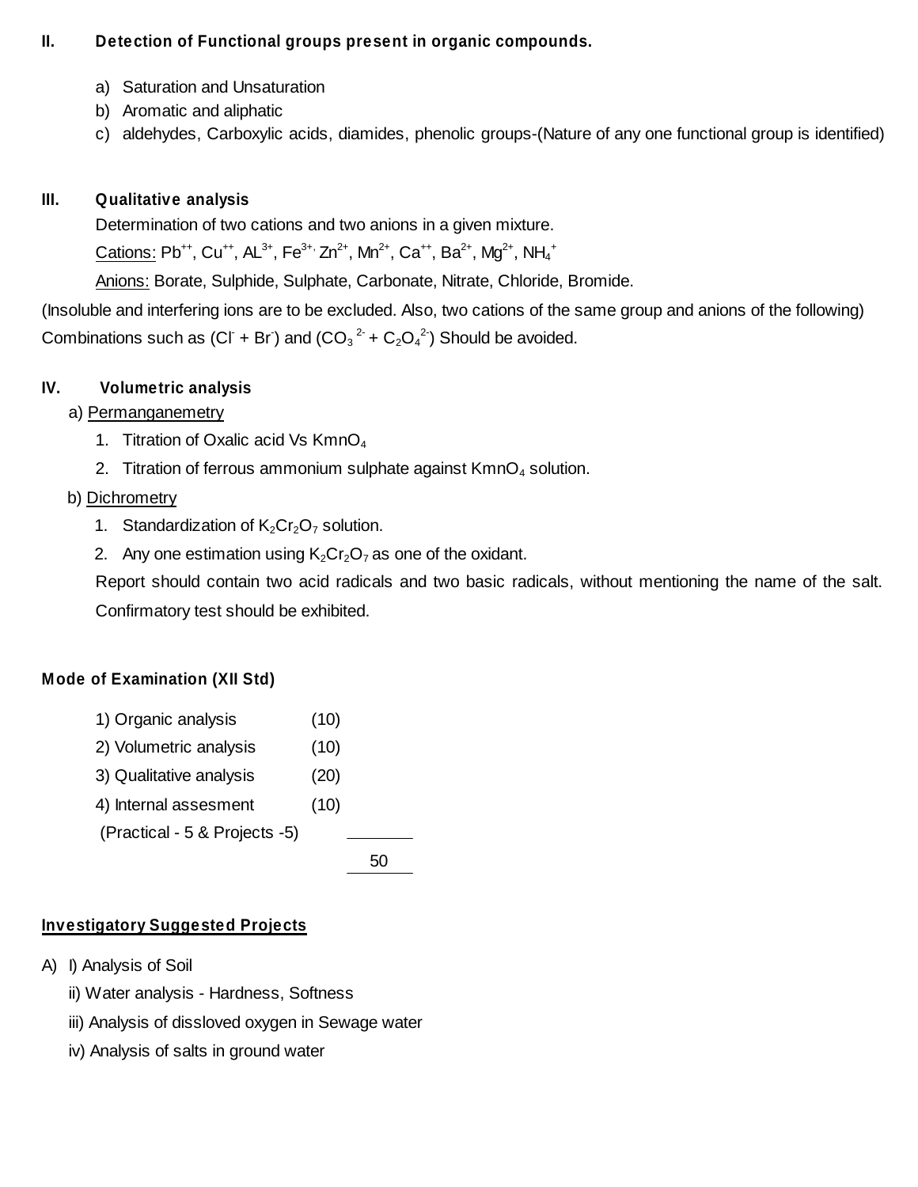**II. Detection of Functional groups present in organic compounds.**

a) Saturation and Unsaturation
b) Aromatic and aliphatic
c) aldehydes, Carboxylic acids, diamides, phenolic groups-(Nature of any one functional group is identified)

**III. Qualitative analysis**

Determination of two cations and two anions in a given mixture.

Cations: $Pb^{++}$, $Cu^{++}$, $AL^{3+}$, $Fe^{3+}$, $Zn^{2+}$, $Mn^{2+}$, $Ca^{++}$, $Ba^{2+}$, $Mg^{2+}$, $NH_4^+$

Anions: Borate, Sulphide, Sulphate, Carbonate, Nitrate, Chloride, Bromide.

(Insoluble and interfering ions are to be excluded. Also, two cations of the same group and anions of the following) Combinations such as ($Cl^-$ + $Br^-$) and ($CO_3^{2-}$ + $C_2O_4^{2-}$) Should be avoided.

**IV. Volumetric analysis**

a) Permanganemetry

1. Titration of Oxalic acid Vs $KmnO_4$
2. Titration of ferrous ammonium sulphate against $KmnO_4$ solution.

b) Dichrometry

1. Standardization of $K_2Cr_2O_7$ solution.
2. Any one estimation using $K_2Cr_2O_7$ as one of the oxidant.

Report should contain two acid radicals and two basic radicals, without mentioning the name of the salt. Confirmatory test should be exhibited.

**Mode of Examination (XII Std)**

| | |
|---|---|
| 1) Organic analysis | (10) |
| 2) Volumetric analysis | (10) |
| 3) Qualitative analysis | (20) |
| 4) Internal assesment (Practical - 5 & Projects -5) | (10) |
| | 50 |

**Investigatory Suggested Projects**

A) I) Analysis of Soil

ii) Water analysis - Hardness, Softness

iii) Analysis of dissloved oxygen in Sewage water

iv) Analysis of salts in ground water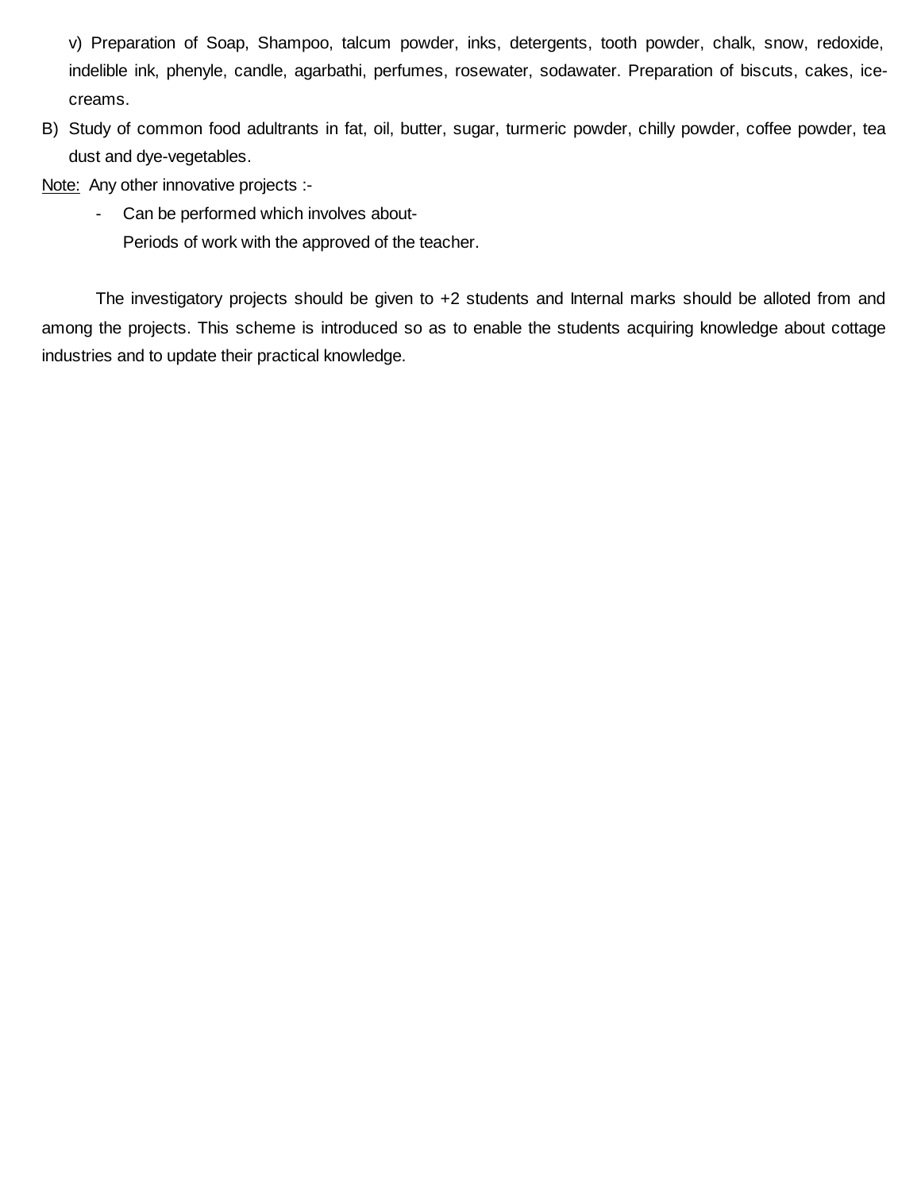v) Preparation of Soap, Shampoo, talcum powder, inks, detergents, tooth powder, chalk, snow, redoxide, indelible ink, phenyle, candle, agarbathi, perfumes, rosewater, sodawater. Preparation of biscuts, cakes, ice-creams.

B) Study of common food adultrants in fat, oil, butter, sugar, turmeric powder, chilly powder, coffee powder, tea dust and dye-vegetables.

<u>Note:</u> Any other innovative projects :-

- Can be performed which involves about-
  Periods of work with the approved of the teacher.

The investigatory projects should be given to +2 students and Internal marks should be alloted from and among the projects. This scheme is introduced so as to enable the students acquiring knowledge about cottage industries and to update their practical knowledge.